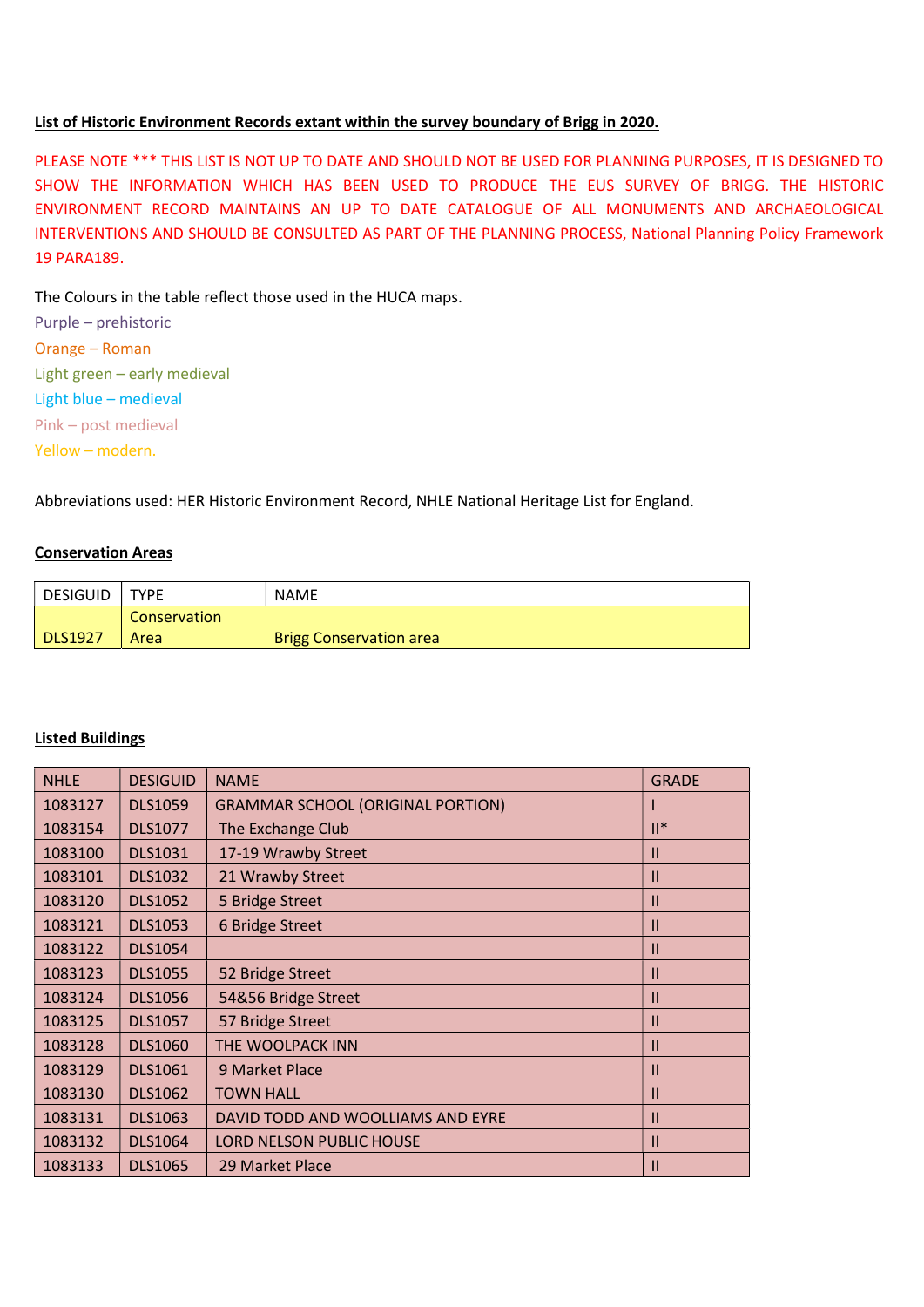**List of Historic Environment Records extant within the survey boundary of Brigg in 2020.**

PLEASE NOTE *** THIS LIST IS NOT UP TO DATE AND SHOULD NOT BE USED FOR PLANNING PURPOSES, IT IS DESIGNED TO SHOW THE INFORMATION WHICH HAS BEEN USED TO PRODUCE THE EUS SURVEY OF BRIGG. THE HISTORIC ENVIRONMENT RECORD MAINTAINS AN UP TO DATE CATALOGUE OF ALL MONUMENTS AND ARCHAEOLOGICAL INTERVENTIONS AND SHOULD BE CONSULTED AS PART OF THE PLANNING PROCESS, National Planning Policy Framework 19 PARA189.

The Colours in the table reflect those used in the HUCA maps.

Purple – prehistoric
Orange – Roman
Light green – early medieval
Light blue – medieval
Pink – post medieval
Yellow – modern.

Abbreviations used: HER Historic Environment Record, NHLE National Heritage List for England.

**Conservation Areas**

| DESIGUID | TYPE | NAME |
|---|---|---|
| DLS1927 | Conservation Area | Brigg Conservation area |

**Listed Buildings**

| NHLE | DESIGUID | NAME | GRADE |
|---|---|---|---|
| 1083127 | DLS1059 | GRAMMAR SCHOOL (ORIGINAL PORTION) | I |
| 1083154 | DLS1077 | The Exchange Club | II* |
| 1083100 | DLS1031 | 17-19 Wrawby Street | II |
| 1083101 | DLS1032 | 21 Wrawby Street | II |
| 1083120 | DLS1052 | 5 Bridge Street | II |
| 1083121 | DLS1053 | 6 Bridge Street | II |
| 1083122 | DLS1054 | | II |
| 1083123 | DLS1055 | 52 Bridge Street | II |
| 1083124 | DLS1056 | 54&56 Bridge Street | II |
| 1083125 | DLS1057 | 57 Bridge Street | II |
| 1083128 | DLS1060 | THE WOOLPACK INN | II |
| 1083129 | DLS1061 | 9 Market Place | II |
| 1083130 | DLS1062 | TOWN HALL | II |
| 1083131 | DLS1063 | DAVID TODD AND WOOLLIAMS AND EYRE | II |
| 1083132 | DLS1064 | LORD NELSON PUBLIC HOUSE | II |
| 1083133 | DLS1065 | 29 Market Place | II |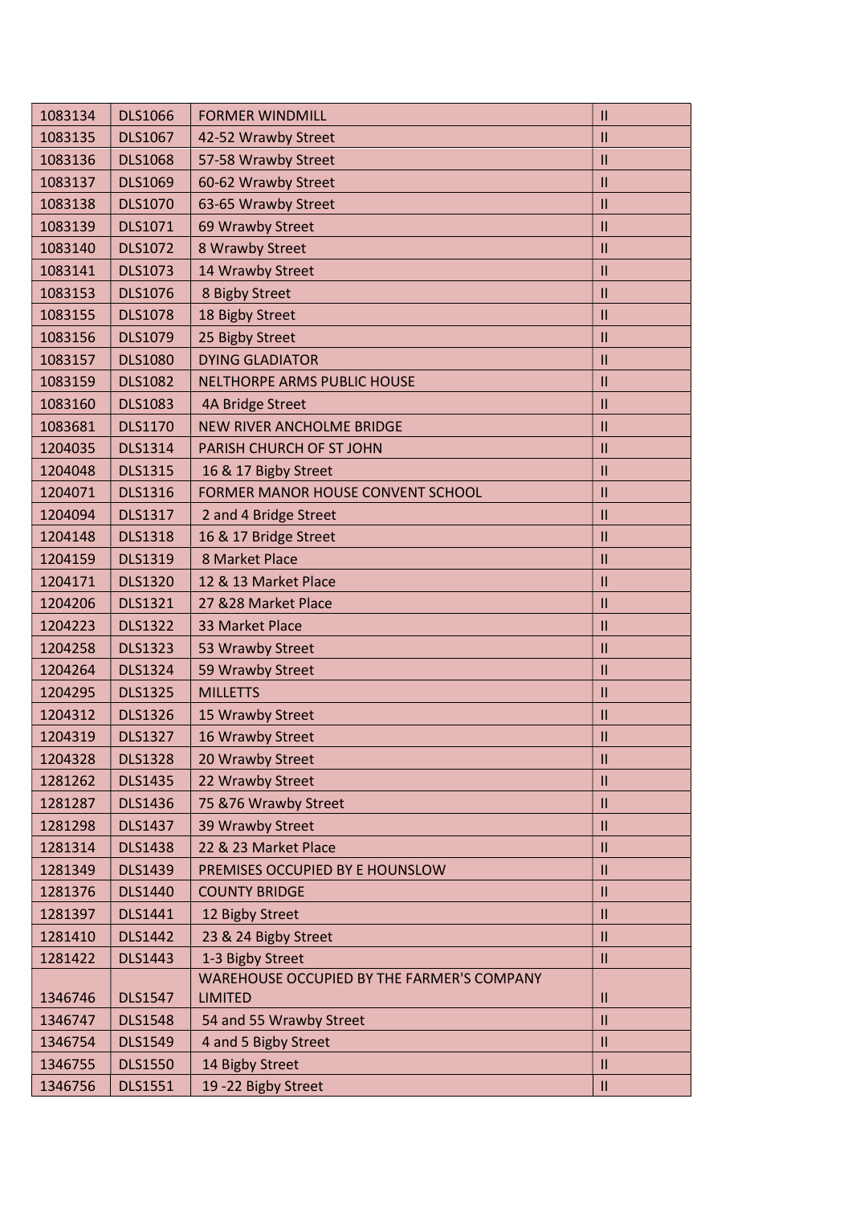| 1083134 | DLS1066 | FORMER WINDMILL | II |
|---|---|---|---|
| 1083135 | DLS1067 | 42-52 Wrawby Street | II |
| 1083136 | DLS1068 | 57-58 Wrawby Street | II |
| 1083137 | DLS1069 | 60-62 Wrawby Street | II |
| 1083138 | DLS1070 | 63-65 Wrawby Street | II |
| 1083139 | DLS1071 | 69 Wrawby Street | II |
| 1083140 | DLS1072 | 8 Wrawby Street | II |
| 1083141 | DLS1073 | 14 Wrawby Street | II |
| 1083153 | DLS1076 | 8 Bigby Street | II |
| 1083155 | DLS1078 | 18 Bigby Street | II |
| 1083156 | DLS1079 | 25 Bigby Street | II |
| 1083157 | DLS1080 | DYING GLADIATOR | II |
| 1083159 | DLS1082 | NELTHORPE ARMS PUBLIC HOUSE | II |
| 1083160 | DLS1083 | 4A Bridge Street | II |
| 1083681 | DLS1170 | NEW RIVER ANCHOLME BRIDGE | II |
| 1204035 | DLS1314 | PARISH CHURCH OF ST JOHN | II |
| 1204048 | DLS1315 | 16 & 17 Bigby Street | II |
| 1204071 | DLS1316 | FORMER MANOR HOUSE CONVENT SCHOOL | II |
| 1204094 | DLS1317 | 2 and 4 Bridge Street | II |
| 1204148 | DLS1318 | 16 & 17 Bridge Street | II |
| 1204159 | DLS1319 | 8 Market Place | II |
| 1204171 | DLS1320 | 12 & 13 Market Place | II |
| 1204206 | DLS1321 | 27 &28 Market Place | II |
| 1204223 | DLS1322 | 33 Market Place | II |
| 1204258 | DLS1323 | 53 Wrawby Street | II |
| 1204264 | DLS1324 | 59 Wrawby Street | II |
| 1204295 | DLS1325 | MILLETTS | II |
| 1204312 | DLS1326 | 15 Wrawby Street | II |
| 1204319 | DLS1327 | 16 Wrawby Street | II |
| 1204328 | DLS1328 | 20 Wrawby Street | II |
| 1281262 | DLS1435 | 22 Wrawby Street | II |
| 1281287 | DLS1436 | 75 &76 Wrawby Street | II |
| 1281298 | DLS1437 | 39 Wrawby Street | II |
| 1281314 | DLS1438 | 22 & 23 Market Place | II |
| 1281349 | DLS1439 | PREMISES OCCUPIED BY E HOUNSLOW | II |
| 1281376 | DLS1440 | COUNTY BRIDGE | II |
| 1281397 | DLS1441 | 12 Bigby Street | II |
| 1281410 | DLS1442 | 23 & 24 Bigby Street | II |
| 1281422 | DLS1443 | 1-3 Bigby Street | II |
| 1346746 | DLS1547 | WAREHOUSE OCCUPIED BY THE FARMER'S COMPANY LIMITED | II |
| 1346747 | DLS1548 | 54 and 55 Wrawby Street | II |
| 1346754 | DLS1549 | 4 and 5 Bigby Street | II |
| 1346755 | DLS1550 | 14 Bigby Street | II |
| 1346756 | DLS1551 | 19 -22 Bigby Street | II |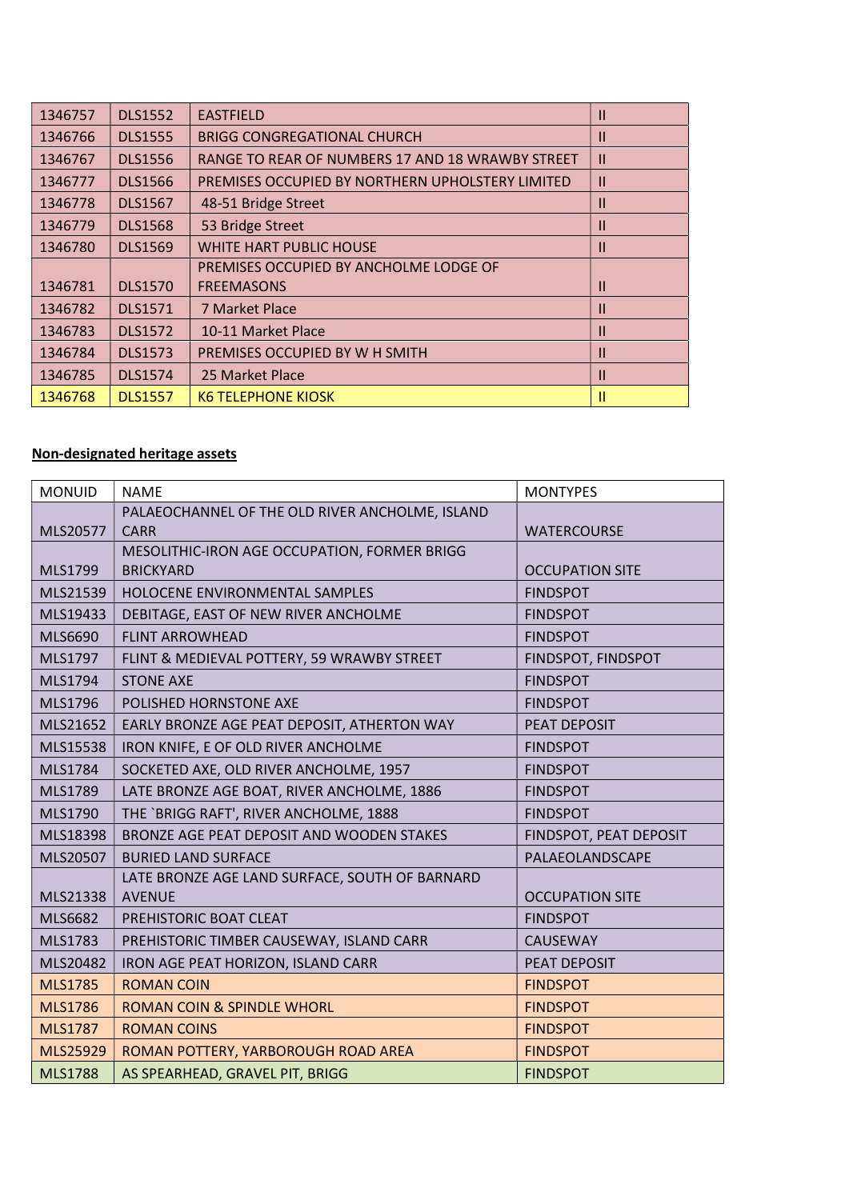| 1346757 | DLS1552 | EASTFIELD | II |
|---|---|---|---|
| 1346766 | DLS1555 | BRIGG CONGREGATIONAL CHURCH | II |
| 1346767 | DLS1556 | RANGE TO REAR OF NUMBERS 17 AND 18 WRAWBY STREET | II |
| 1346777 | DLS1566 | PREMISES OCCUPIED BY NORTHERN UPHOLSTERY LIMITED | II |
| 1346778 | DLS1567 | 48-51 Bridge Street | II |
| 1346779 | DLS1568 | 53 Bridge Street | II |
| 1346780 | DLS1569 | WHITE HART PUBLIC HOUSE | II |
| 1346781 | DLS1570 | PREMISES OCCUPIED BY ANCHOLME LODGE OF FREEMASONS | II |
| 1346782 | DLS1571 | 7 Market Place | II |
| 1346783 | DLS1572 | 10-11 Market Place | II |
| 1346784 | DLS1573 | PREMISES OCCUPIED BY W H SMITH | II |
| 1346785 | DLS1574 | 25 Market Place | II |
| 1346768 | DLS1557 | K6 TELEPHONE KIOSK | II |

**Non-designated heritage assets**

| MONUID | NAME | MONTYPES |
|---|---|---|
| MLS20577 | PALAEOCHANNEL OF THE OLD RIVER ANCHOLME, ISLAND CARR | WATERCOURSE |
| MLS1799 | MESOLITHIC-IRON AGE OCCUPATION, FORMER BRIGG BRICKYARD | OCCUPATION SITE |
| MLS21539 | HOLOCENE ENVIRONMENTAL SAMPLES | FINDSPOT |
| MLS19433 | DEBITAGE, EAST OF NEW RIVER ANCHOLME | FINDSPOT |
| MLS6690 | FLINT ARROWHEAD | FINDSPOT |
| MLS1797 | FLINT & MEDIEVAL POTTERY, 59 WRAWBY STREET | FINDSPOT, FINDSPOT |
| MLS1794 | STONE AXE | FINDSPOT |
| MLS1796 | POLISHED HORNSTONE AXE | FINDSPOT |
| MLS21652 | EARLY BRONZE AGE PEAT DEPOSIT, ATHERTON WAY | PEAT DEPOSIT |
| MLS15538 | IRON KNIFE, E OF OLD RIVER ANCHOLME | FINDSPOT |
| MLS1784 | SOCKETED AXE, OLD RIVER ANCHOLME, 1957 | FINDSPOT |
| MLS1789 | LATE BRONZE AGE BOAT, RIVER ANCHOLME, 1886 | FINDSPOT |
| MLS1790 | THE `BRIGG RAFT', RIVER ANCHOLME, 1888 | FINDSPOT |
| MLS18398 | BRONZE AGE PEAT DEPOSIT AND WOODEN STAKES | FINDSPOT, PEAT DEPOSIT |
| MLS20507 | BURIED LAND SURFACE | PALAEOLANDSCAPE |
| MLS21338 | LATE BRONZE AGE LAND SURFACE, SOUTH OF BARNARD AVENUE | OCCUPATION SITE |
| MLS6682 | PREHISTORIC BOAT CLEAT | FINDSPOT |
| MLS1783 | PREHISTORIC TIMBER CAUSEWAY, ISLAND CARR | CAUSEWAY |
| MLS20482 | IRON AGE PEAT HORIZON, ISLAND CARR | PEAT DEPOSIT |
| MLS1785 | ROMAN COIN | FINDSPOT |
| MLS1786 | ROMAN COIN & SPINDLE WHORL | FINDSPOT |
| MLS1787 | ROMAN COINS | FINDSPOT |
| MLS25929 | ROMAN POTTERY, YARBOROUGH ROAD AREA | FINDSPOT |
| MLS1788 | AS SPEARHEAD, GRAVEL PIT, BRIGG | FINDSPOT |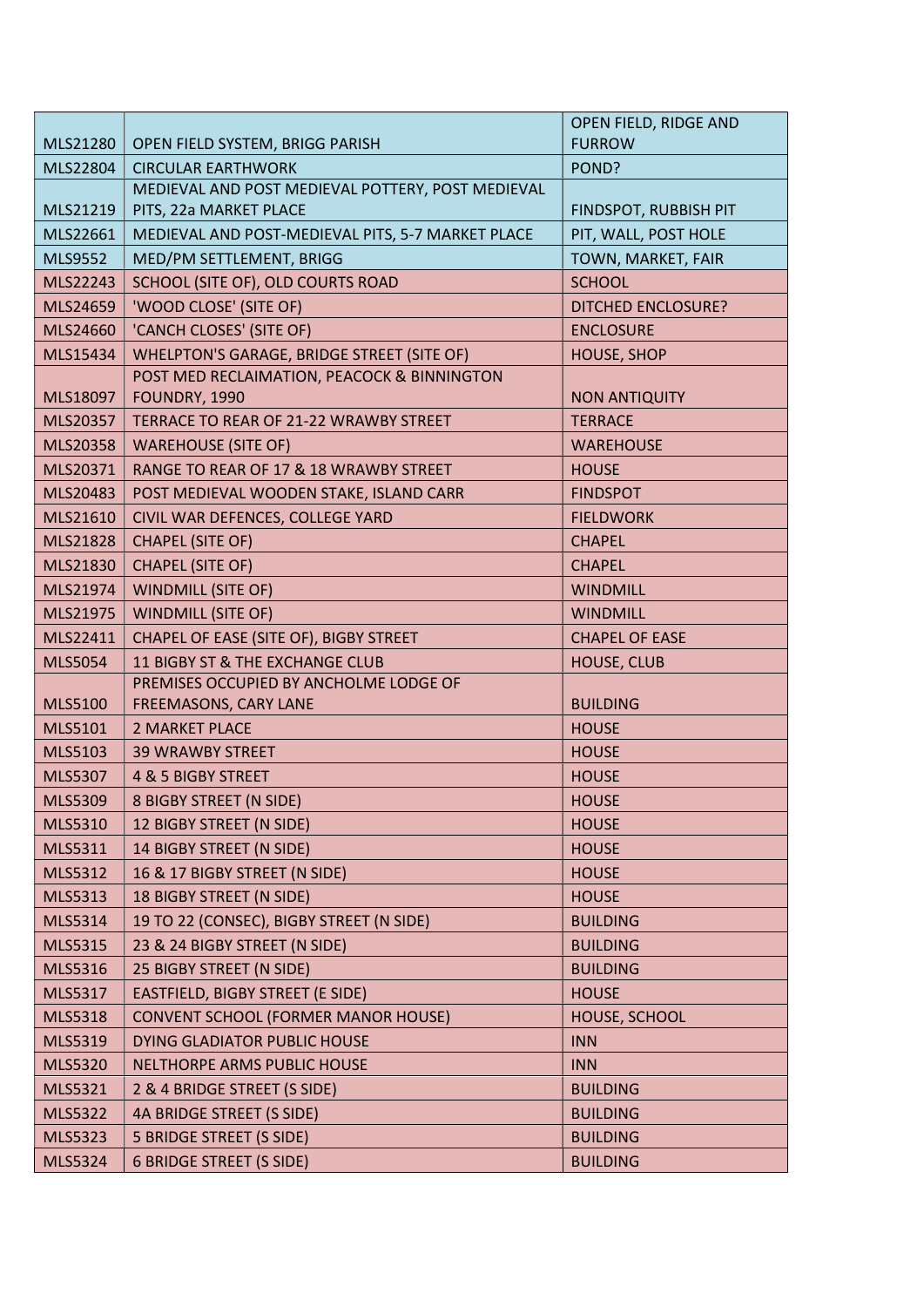| | | |
|---|---|---|
| MLS21280 | OPEN FIELD SYSTEM, BRIGG PARISH | OPEN FIELD, RIDGE AND FURROW |
| MLS22804 | CIRCULAR EARTHWORK | POND? |
| MLS21219 | MEDIEVAL AND POST MEDIEVAL POTTERY, POST MEDIEVAL PITS, 22a MARKET PLACE | FINDSPOT, RUBBISH PIT |
| MLS22661 | MEDIEVAL AND POST-MEDIEVAL PITS, 5-7 MARKET PLACE | PIT, WALL, POST HOLE |
| MLS9552 | MED/PM SETTLEMENT, BRIGG | TOWN, MARKET, FAIR |
| MLS22243 | SCHOOL (SITE OF), OLD COURTS ROAD | SCHOOL |
| MLS24659 | 'WOOD CLOSE' (SITE OF) | DITCHED ENCLOSURE? |
| MLS24660 | 'CANCH CLOSES' (SITE OF) | ENCLOSURE |
| MLS15434 | WHELPTON'S GARAGE, BRIDGE STREET (SITE OF) | HOUSE, SHOP |
| MLS18097 | POST MED RECLAIMATION, PEACOCK & BINNINGTON FOUNDRY, 1990 | NON ANTIQUITY |
| MLS20357 | TERRACE TO REAR OF 21-22 WRAWBY STREET | TERRACE |
| MLS20358 | WAREHOUSE (SITE OF) | WAREHOUSE |
| MLS20371 | RANGE TO REAR OF 17 & 18 WRAWBY STREET | HOUSE |
| MLS20483 | POST MEDIEVAL WOODEN STAKE, ISLAND CARR | FINDSPOT |
| MLS21610 | CIVIL WAR DEFENCES, COLLEGE YARD | FIELDWORK |
| MLS21828 | CHAPEL (SITE OF) | CHAPEL |
| MLS21830 | CHAPEL (SITE OF) | CHAPEL |
| MLS21974 | WINDMILL (SITE OF) | WINDMILL |
| MLS21975 | WINDMILL (SITE OF) | WINDMILL |
| MLS22411 | CHAPEL OF EASE (SITE OF), BIGBY STREET | CHAPEL OF EASE |
| MLS5054 | 11 BIGBY ST & THE EXCHANGE CLUB | HOUSE, CLUB |
| MLS5100 | PREMISES OCCUPIED BY ANCHOLME LODGE OF FREEMASONS, CARY LANE | BUILDING |
| MLS5101 | 2 MARKET PLACE | HOUSE |
| MLS5103 | 39 WRAWBY STREET | HOUSE |
| MLS5307 | 4 & 5 BIGBY STREET | HOUSE |
| MLS5309 | 8 BIGBY STREET (N SIDE) | HOUSE |
| MLS5310 | 12 BIGBY STREET (N SIDE) | HOUSE |
| MLS5311 | 14 BIGBY STREET (N SIDE) | HOUSE |
| MLS5312 | 16 & 17 BIGBY STREET (N SIDE) | HOUSE |
| MLS5313 | 18 BIGBY STREET (N SIDE) | HOUSE |
| MLS5314 | 19 TO 22 (CONSEC), BIGBY STREET (N SIDE) | BUILDING |
| MLS5315 | 23 & 24 BIGBY STREET (N SIDE) | BUILDING |
| MLS5316 | 25 BIGBY STREET (N SIDE) | BUILDING |
| MLS5317 | EASTFIELD, BIGBY STREET (E SIDE) | HOUSE |
| MLS5318 | CONVENT SCHOOL (FORMER MANOR HOUSE) | HOUSE, SCHOOL |
| MLS5319 | DYING GLADIATOR PUBLIC HOUSE | INN |
| MLS5320 | NELTHORPE ARMS PUBLIC HOUSE | INN |
| MLS5321 | 2 & 4 BRIDGE STREET (S SIDE) | BUILDING |
| MLS5322 | 4A BRIDGE STREET (S SIDE) | BUILDING |
| MLS5323 | 5 BRIDGE STREET (S SIDE) | BUILDING |
| MLS5324 | 6 BRIDGE STREET (S SIDE) | BUILDING |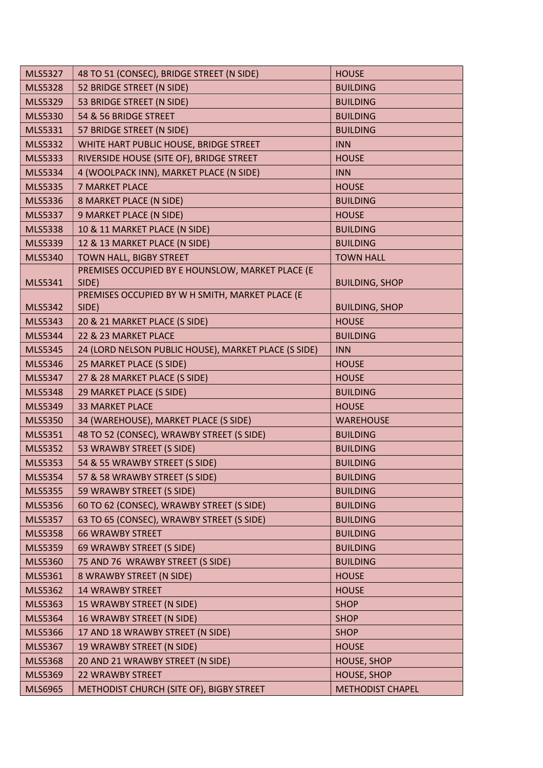| MLS5327 | 48 TO 51 (CONSEC), BRIDGE STREET (N SIDE) | HOUSE |
|---|---|---|
| MLS5328 | 52 BRIDGE STREET (N SIDE) | BUILDING |
| MLS5329 | 53 BRIDGE STREET (N SIDE) | BUILDING |
| MLS5330 | 54 & 56 BRIDGE STREET | BUILDING |
| MLS5331 | 57 BRIDGE STREET (N SIDE) | BUILDING |
| MLS5332 | WHITE HART PUBLIC HOUSE, BRIDGE STREET | INN |
| MLS5333 | RIVERSIDE HOUSE (SITE OF), BRIDGE STREET | HOUSE |
| MLS5334 | 4 (WOOLPACK INN), MARKET PLACE (N SIDE) | INN |
| MLS5335 | 7 MARKET PLACE | HOUSE |
| MLS5336 | 8 MARKET PLACE (N SIDE) | BUILDING |
| MLS5337 | 9 MARKET PLACE (N SIDE) | HOUSE |
| MLS5338 | 10 & 11 MARKET PLACE (N SIDE) | BUILDING |
| MLS5339 | 12 & 13 MARKET PLACE (N SIDE) | BUILDING |
| MLS5340 | TOWN HALL, BIGBY STREET | TOWN HALL |
| MLS5341 | PREMISES OCCUPIED BY E HOUNSLOW, MARKET PLACE (E SIDE) | BUILDING, SHOP |
| MLS5342 | PREMISES OCCUPIED BY W H SMITH, MARKET PLACE (E SIDE) | BUILDING, SHOP |
| MLS5343 | 20 & 21 MARKET PLACE (S SIDE) | HOUSE |
| MLS5344 | 22 & 23 MARKET PLACE | BUILDING |
| MLS5345 | 24 (LORD NELSON PUBLIC HOUSE), MARKET PLACE (S SIDE) | INN |
| MLS5346 | 25 MARKET PLACE (S SIDE) | HOUSE |
| MLS5347 | 27 & 28 MARKET PLACE (S SIDE) | HOUSE |
| MLS5348 | 29 MARKET PLACE (S SIDE) | BUILDING |
| MLS5349 | 33 MARKET PLACE | HOUSE |
| MLS5350 | 34 (WAREHOUSE), MARKET PLACE (S SIDE) | WAREHOUSE |
| MLS5351 | 48 TO 52 (CONSEC), WRAWBY STREET (S SIDE) | BUILDING |
| MLS5352 | 53 WRAWBY STREET (S SIDE) | BUILDING |
| MLS5353 | 54 & 55 WRAWBY STREET (S SIDE) | BUILDING |
| MLS5354 | 57 & 58 WRAWBY STREET (S SIDE) | BUILDING |
| MLS5355 | 59 WRAWBY STREET (S SIDE) | BUILDING |
| MLS5356 | 60 TO 62 (CONSEC), WRAWBY STREET (S SIDE) | BUILDING |
| MLS5357 | 63 TO 65 (CONSEC), WRAWBY STREET (S SIDE) | BUILDING |
| MLS5358 | 66 WRAWBY STREET | BUILDING |
| MLS5359 | 69 WRAWBY STREET (S SIDE) | BUILDING |
| MLS5360 | 75 AND 76 WRAWBY STREET (S SIDE) | BUILDING |
| MLS5361 | 8 WRAWBY STREET (N SIDE) | HOUSE |
| MLS5362 | 14 WRAWBY STREET | HOUSE |
| MLS5363 | 15 WRAWBY STREET (N SIDE) | SHOP |
| MLS5364 | 16 WRAWBY STREET (N SIDE) | SHOP |
| MLS5366 | 17 AND 18 WRAWBY STREET (N SIDE) | SHOP |
| MLS5367 | 19 WRAWBY STREET (N SIDE) | HOUSE |
| MLS5368 | 20 AND 21 WRAWBY STREET (N SIDE) | HOUSE, SHOP |
| MLS5369 | 22 WRAWBY STREET | HOUSE, SHOP |
| MLS6965 | METHODIST CHURCH (SITE OF), BIGBY STREET | METHODIST CHAPEL |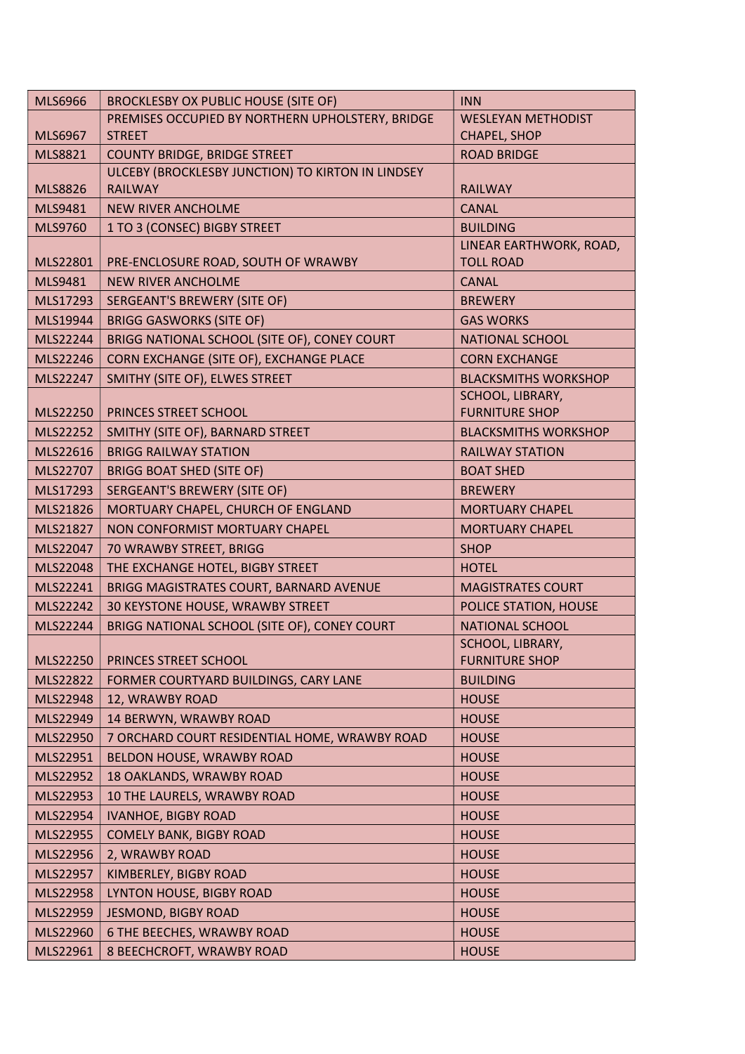| | | |
|---|---|---|
| MLS6966 | BROCKLESBY OX PUBLIC HOUSE (SITE OF) | INN |
| MLS6967 | PREMISES OCCUPIED BY NORTHERN UPHOLSTERY, BRIDGE STREET | WESLEYAN METHODIST CHAPEL, SHOP |
| MLS8821 | COUNTY BRIDGE, BRIDGE STREET | ROAD BRIDGE |
| MLS8826 | ULCEBY (BROCKLESBY JUNCTION) TO KIRTON IN LINDSEY RAILWAY | RAILWAY |
| MLS9481 | NEW RIVER ANCHOLME | CANAL |
| MLS9760 | 1 TO 3 (CONSEC) BIGBY STREET | BUILDING |
| MLS22801 | PRE-ENCLOSURE ROAD, SOUTH OF WRAWBY | LINEAR EARTHWORK, ROAD, TOLL ROAD |
| MLS9481 | NEW RIVER ANCHOLME | CANAL |
| MLS17293 | SERGEANT'S BREWERY (SITE OF) | BREWERY |
| MLS19944 | BRIGG GASWORKS (SITE OF) | GAS WORKS |
| MLS22244 | BRIGG NATIONAL SCHOOL (SITE OF), CONEY COURT | NATIONAL SCHOOL |
| MLS22246 | CORN EXCHANGE (SITE OF), EXCHANGE PLACE | CORN EXCHANGE |
| MLS22247 | SMITHY (SITE OF), ELWES STREET | BLACKSMITHS WORKSHOP |
| MLS22250 | PRINCES STREET SCHOOL | SCHOOL, LIBRARY, FURNITURE SHOP |
| MLS22252 | SMITHY (SITE OF), BARNARD STREET | BLACKSMITHS WORKSHOP |
| MLS22616 | BRIGG RAILWAY STATION | RAILWAY STATION |
| MLS22707 | BRIGG BOAT SHED (SITE OF) | BOAT SHED |
| MLS17293 | SERGEANT'S BREWERY (SITE OF) | BREWERY |
| MLS21826 | MORTUARY CHAPEL, CHURCH OF ENGLAND | MORTUARY CHAPEL |
| MLS21827 | NON CONFORMIST MORTUARY CHAPEL | MORTUARY CHAPEL |
| MLS22047 | 70 WRAWBY STREET, BRIGG | SHOP |
| MLS22048 | THE EXCHANGE HOTEL, BIGBY STREET | HOTEL |
| MLS22241 | BRIGG MAGISTRATES COURT, BARNARD AVENUE | MAGISTRATES COURT |
| MLS22242 | 30 KEYSTONE HOUSE, WRAWBY STREET | POLICE STATION, HOUSE |
| MLS22244 | BRIGG NATIONAL SCHOOL (SITE OF), CONEY COURT | NATIONAL SCHOOL |
| MLS22250 | PRINCES STREET SCHOOL | SCHOOL, LIBRARY, FURNITURE SHOP |
| MLS22822 | FORMER COURTYARD BUILDINGS, CARY LANE | BUILDING |
| MLS22948 | 12, WRAWBY ROAD | HOUSE |
| MLS22949 | 14 BERWYN, WRAWBY ROAD | HOUSE |
| MLS22950 | 7 ORCHARD COURT RESIDENTIAL HOME, WRAWBY ROAD | HOUSE |
| MLS22951 | BELDON HOUSE, WRAWBY ROAD | HOUSE |
| MLS22952 | 18 OAKLANDS, WRAWBY ROAD | HOUSE |
| MLS22953 | 10 THE LAURELS, WRAWBY ROAD | HOUSE |
| MLS22954 | IVANHOE, BIGBY ROAD | HOUSE |
| MLS22955 | COMELY BANK, BIGBY ROAD | HOUSE |
| MLS22956 | 2, WRAWBY ROAD | HOUSE |
| MLS22957 | KIMBERLEY, BIGBY ROAD | HOUSE |
| MLS22958 | LYNTON HOUSE, BIGBY ROAD | HOUSE |
| MLS22959 | JESMOND, BIGBY ROAD | HOUSE |
| MLS22960 | 6 THE BEECHES, WRAWBY ROAD | HOUSE |
| MLS22961 | 8 BEECHCROFT, WRAWBY ROAD | HOUSE |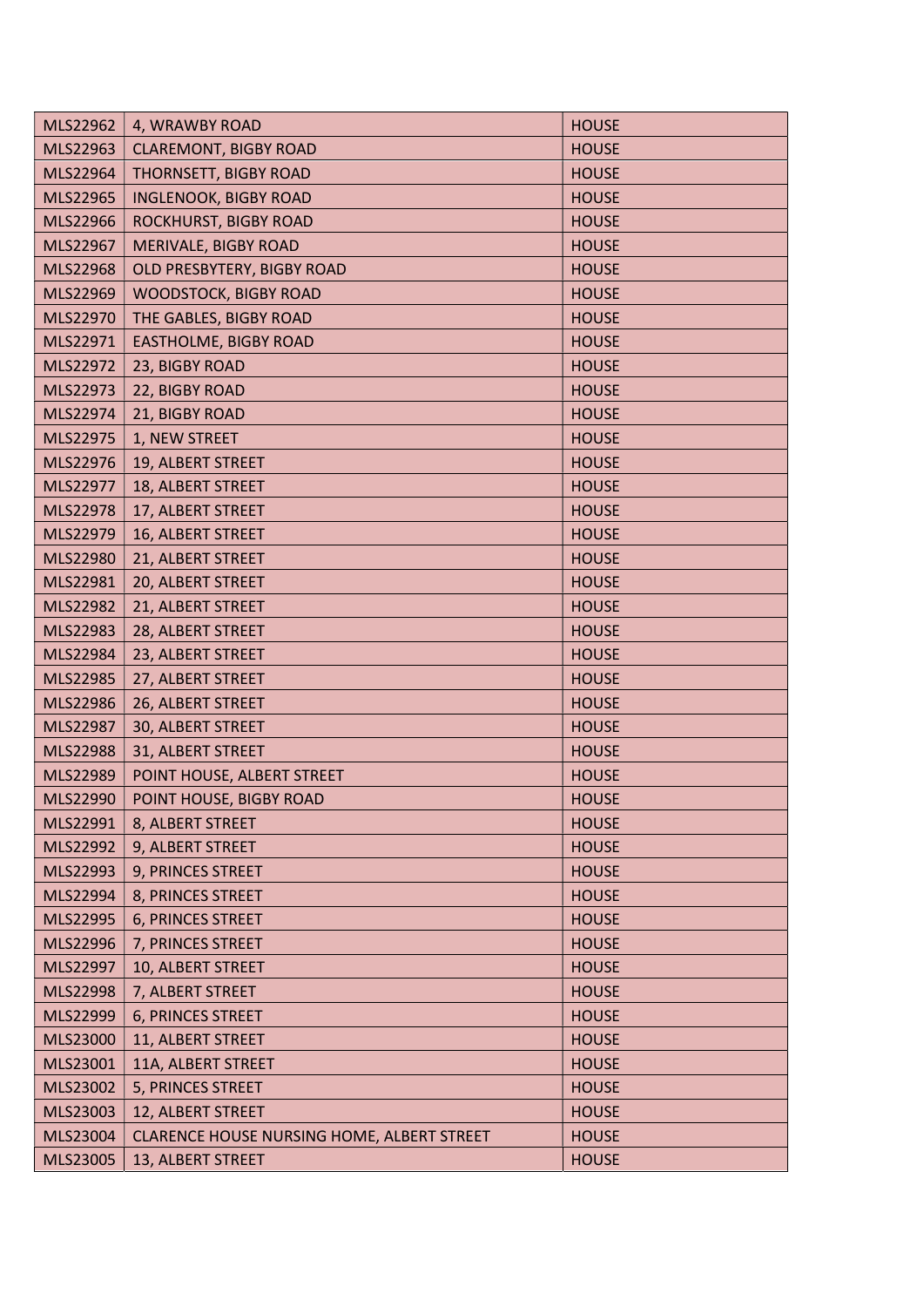| MLS22962 | 4, WRAWBY ROAD | HOUSE |
|---|---|---|
| MLS22963 | CLAREMONT, BIGBY ROAD | HOUSE |
| MLS22964 | THORNSETT, BIGBY ROAD | HOUSE |
| MLS22965 | INGLENOOK, BIGBY ROAD | HOUSE |
| MLS22966 | ROCKHURST, BIGBY ROAD | HOUSE |
| MLS22967 | MERIVALE, BIGBY ROAD | HOUSE |
| MLS22968 | OLD PRESBYTERY, BIGBY ROAD | HOUSE |
| MLS22969 | WOODSTOCK, BIGBY ROAD | HOUSE |
| MLS22970 | THE GABLES, BIGBY ROAD | HOUSE |
| MLS22971 | EASTHOLME, BIGBY ROAD | HOUSE |
| MLS22972 | 23, BIGBY ROAD | HOUSE |
| MLS22973 | 22, BIGBY ROAD | HOUSE |
| MLS22974 | 21, BIGBY ROAD | HOUSE |
| MLS22975 | 1, NEW STREET | HOUSE |
| MLS22976 | 19, ALBERT STREET | HOUSE |
| MLS22977 | 18, ALBERT STREET | HOUSE |
| MLS22978 | 17, ALBERT STREET | HOUSE |
| MLS22979 | 16, ALBERT STREET | HOUSE |
| MLS22980 | 21, ALBERT STREET | HOUSE |
| MLS22981 | 20, ALBERT STREET | HOUSE |
| MLS22982 | 21, ALBERT STREET | HOUSE |
| MLS22983 | 28, ALBERT STREET | HOUSE |
| MLS22984 | 23, ALBERT STREET | HOUSE |
| MLS22985 | 27, ALBERT STREET | HOUSE |
| MLS22986 | 26, ALBERT STREET | HOUSE |
| MLS22987 | 30, ALBERT STREET | HOUSE |
| MLS22988 | 31, ALBERT STREET | HOUSE |
| MLS22989 | POINT HOUSE, ALBERT STREET | HOUSE |
| MLS22990 | POINT HOUSE, BIGBY ROAD | HOUSE |
| MLS22991 | 8, ALBERT STREET | HOUSE |
| MLS22992 | 9, ALBERT STREET | HOUSE |
| MLS22993 | 9, PRINCES STREET | HOUSE |
| MLS22994 | 8, PRINCES STREET | HOUSE |
| MLS22995 | 6, PRINCES STREET | HOUSE |
| MLS22996 | 7, PRINCES STREET | HOUSE |
| MLS22997 | 10, ALBERT STREET | HOUSE |
| MLS22998 | 7, ALBERT STREET | HOUSE |
| MLS22999 | 6, PRINCES STREET | HOUSE |
| MLS23000 | 11, ALBERT STREET | HOUSE |
| MLS23001 | 11A, ALBERT STREET | HOUSE |
| MLS23002 | 5, PRINCES STREET | HOUSE |
| MLS23003 | 12, ALBERT STREET | HOUSE |
| MLS23004 | CLARENCE HOUSE NURSING HOME, ALBERT STREET | HOUSE |
| MLS23005 | 13, ALBERT STREET | HOUSE |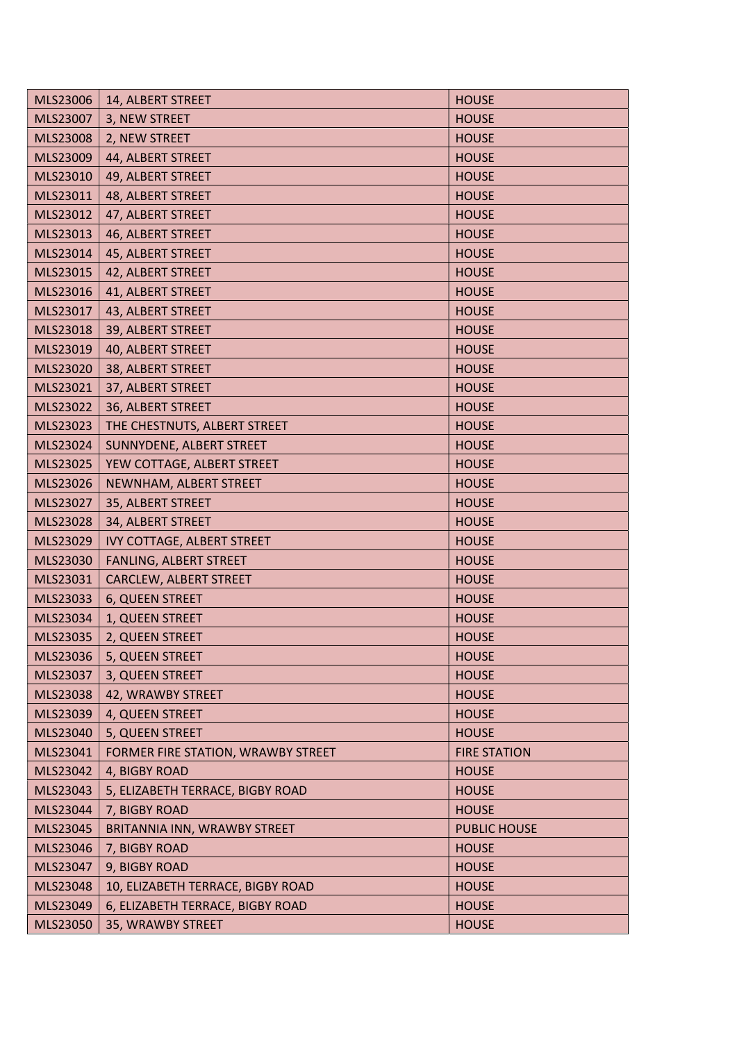| | | |
|---|---|---|
| MLS23006 | 14, ALBERT STREET | HOUSE |
| MLS23007 | 3, NEW STREET | HOUSE |
| MLS23008 | 2, NEW STREET | HOUSE |
| MLS23009 | 44, ALBERT STREET | HOUSE |
| MLS23010 | 49, ALBERT STREET | HOUSE |
| MLS23011 | 48, ALBERT STREET | HOUSE |
| MLS23012 | 47, ALBERT STREET | HOUSE |
| MLS23013 | 46, ALBERT STREET | HOUSE |
| MLS23014 | 45, ALBERT STREET | HOUSE |
| MLS23015 | 42, ALBERT STREET | HOUSE |
| MLS23016 | 41, ALBERT STREET | HOUSE |
| MLS23017 | 43, ALBERT STREET | HOUSE |
| MLS23018 | 39, ALBERT STREET | HOUSE |
| MLS23019 | 40, ALBERT STREET | HOUSE |
| MLS23020 | 38, ALBERT STREET | HOUSE |
| MLS23021 | 37, ALBERT STREET | HOUSE |
| MLS23022 | 36, ALBERT STREET | HOUSE |
| MLS23023 | THE CHESTNUTS, ALBERT STREET | HOUSE |
| MLS23024 | SUNNYDENE, ALBERT STREET | HOUSE |
| MLS23025 | YEW COTTAGE, ALBERT STREET | HOUSE |
| MLS23026 | NEWNHAM, ALBERT STREET | HOUSE |
| MLS23027 | 35, ALBERT STREET | HOUSE |
| MLS23028 | 34, ALBERT STREET | HOUSE |
| MLS23029 | IVY COTTAGE, ALBERT STREET | HOUSE |
| MLS23030 | FANLING, ALBERT STREET | HOUSE |
| MLS23031 | CARCLEW, ALBERT STREET | HOUSE |
| MLS23033 | 6, QUEEN STREET | HOUSE |
| MLS23034 | 1, QUEEN STREET | HOUSE |
| MLS23035 | 2, QUEEN STREET | HOUSE |
| MLS23036 | 5, QUEEN STREET | HOUSE |
| MLS23037 | 3, QUEEN STREET | HOUSE |
| MLS23038 | 42, WRAWBY STREET | HOUSE |
| MLS23039 | 4, QUEEN STREET | HOUSE |
| MLS23040 | 5, QUEEN STREET | HOUSE |
| MLS23041 | FORMER FIRE STATION, WRAWBY STREET | FIRE STATION |
| MLS23042 | 4, BIGBY ROAD | HOUSE |
| MLS23043 | 5, ELIZABETH TERRACE, BIGBY ROAD | HOUSE |
| MLS23044 | 7, BIGBY ROAD | HOUSE |
| MLS23045 | BRITANNIA INN, WRAWBY STREET | PUBLIC HOUSE |
| MLS23046 | 7, BIGBY ROAD | HOUSE |
| MLS23047 | 9, BIGBY ROAD | HOUSE |
| MLS23048 | 10, ELIZABETH TERRACE, BIGBY ROAD | HOUSE |
| MLS23049 | 6, ELIZABETH TERRACE, BIGBY ROAD | HOUSE |
| MLS23050 | 35, WRAWBY STREET | HOUSE |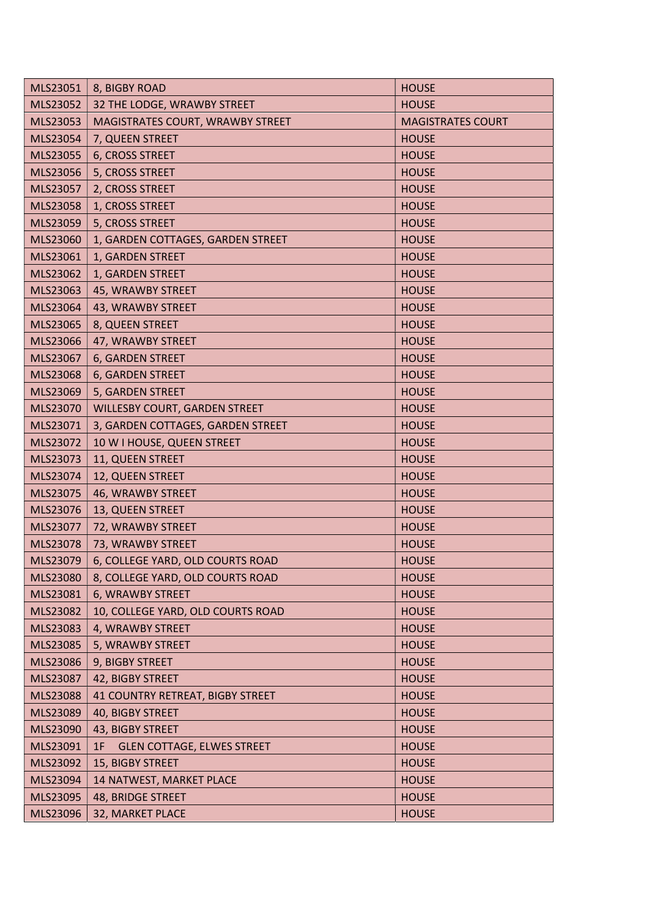| | | |
|---|---|---|
| MLS23051 | 8, BIGBY ROAD | HOUSE |
| MLS23052 | 32 THE LODGE, WRAWBY STREET | HOUSE |
| MLS23053 | MAGISTRATES COURT, WRAWBY STREET | MAGISTRATES COURT |
| MLS23054 | 7, QUEEN STREET | HOUSE |
| MLS23055 | 6, CROSS STREET | HOUSE |
| MLS23056 | 5, CROSS STREET | HOUSE |
| MLS23057 | 2, CROSS STREET | HOUSE |
| MLS23058 | 1, CROSS STREET | HOUSE |
| MLS23059 | 5, CROSS STREET | HOUSE |
| MLS23060 | 1, GARDEN COTTAGES, GARDEN STREET | HOUSE |
| MLS23061 | 1, GARDEN STREET | HOUSE |
| MLS23062 | 1, GARDEN STREET | HOUSE |
| MLS23063 | 45, WRAWBY STREET | HOUSE |
| MLS23064 | 43, WRAWBY STREET | HOUSE |
| MLS23065 | 8, QUEEN STREET | HOUSE |
| MLS23066 | 47, WRAWBY STREET | HOUSE |
| MLS23067 | 6, GARDEN STREET | HOUSE |
| MLS23068 | 6, GARDEN STREET | HOUSE |
| MLS23069 | 5, GARDEN STREET | HOUSE |
| MLS23070 | WILLESBY COURT, GARDEN STREET | HOUSE |
| MLS23071 | 3, GARDEN COTTAGES, GARDEN STREET | HOUSE |
| MLS23072 | 10 W I HOUSE, QUEEN STREET | HOUSE |
| MLS23073 | 11, QUEEN STREET | HOUSE |
| MLS23074 | 12, QUEEN STREET | HOUSE |
| MLS23075 | 46, WRAWBY STREET | HOUSE |
| MLS23076 | 13, QUEEN STREET | HOUSE |
| MLS23077 | 72, WRAWBY STREET | HOUSE |
| MLS23078 | 73, WRAWBY STREET | HOUSE |
| MLS23079 | 6, COLLEGE YARD, OLD COURTS ROAD | HOUSE |
| MLS23080 | 8, COLLEGE YARD, OLD COURTS ROAD | HOUSE |
| MLS23081 | 6, WRAWBY STREET | HOUSE |
| MLS23082 | 10, COLLEGE YARD, OLD COURTS ROAD | HOUSE |
| MLS23083 | 4, WRAWBY STREET | HOUSE |
| MLS23085 | 5, WRAWBY STREET | HOUSE |
| MLS23086 | 9, BIGBY STREET | HOUSE |
| MLS23087 | 42, BIGBY STREET | HOUSE |
| MLS23088 | 41 COUNTRY RETREAT, BIGBY STREET | HOUSE |
| MLS23089 | 40, BIGBY STREET | HOUSE |
| MLS23090 | 43, BIGBY STREET | HOUSE |
| MLS23091 | 1F GLEN COTTAGE, ELWES STREET | HOUSE |
| MLS23092 | 15, BIGBY STREET | HOUSE |
| MLS23094 | 14 NATWEST, MARKET PLACE | HOUSE |
| MLS23095 | 48, BRIDGE STREET | HOUSE |
| MLS23096 | 32, MARKET PLACE | HOUSE |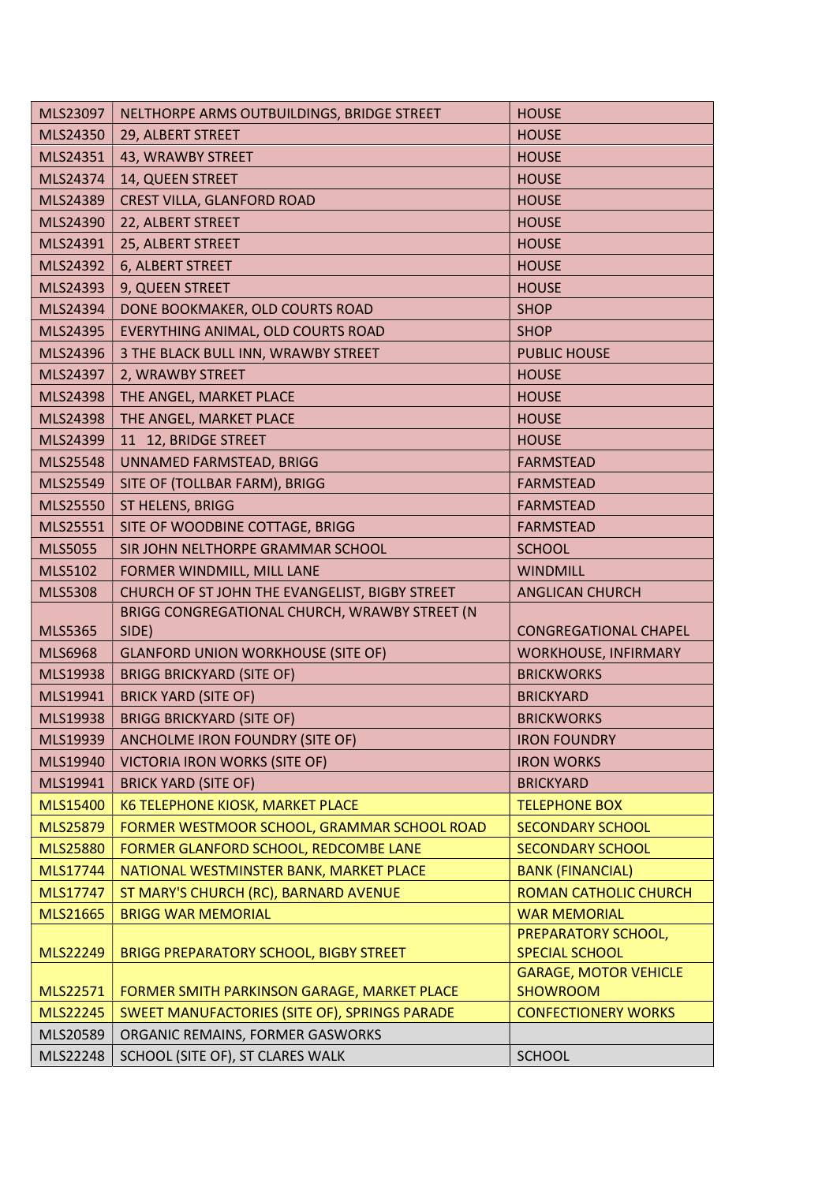| | | |
|---|---|---|
| MLS23097 | NELTHORPE ARMS OUTBUILDINGS, BRIDGE STREET | HOUSE |
| MLS24350 | 29, ALBERT STREET | HOUSE |
| MLS24351 | 43, WRAWBY STREET | HOUSE |
| MLS24374 | 14, QUEEN STREET | HOUSE |
| MLS24389 | CREST VILLA, GLANFORD ROAD | HOUSE |
| MLS24390 | 22, ALBERT STREET | HOUSE |
| MLS24391 | 25, ALBERT STREET | HOUSE |
| MLS24392 | 6, ALBERT STREET | HOUSE |
| MLS24393 | 9, QUEEN STREET | HOUSE |
| MLS24394 | DONE BOOKMAKER, OLD COURTS ROAD | SHOP |
| MLS24395 | EVERYTHING ANIMAL, OLD COURTS ROAD | SHOP |
| MLS24396 | 3 THE BLACK BULL INN, WRAWBY STREET | PUBLIC HOUSE |
| MLS24397 | 2, WRAWBY STREET | HOUSE |
| MLS24398 | THE ANGEL, MARKET PLACE | HOUSE |
| MLS24398 | THE ANGEL, MARKET PLACE | HOUSE |
| MLS24399 | 11 12, BRIDGE STREET | HOUSE |
| MLS25548 | UNNAMED FARMSTEAD, BRIGG | FARMSTEAD |
| MLS25549 | SITE OF (TOLLBAR FARM), BRIGG | FARMSTEAD |
| MLS25550 | ST HELENS, BRIGG | FARMSTEAD |
| MLS25551 | SITE OF WOODBINE COTTAGE, BRIGG | FARMSTEAD |
| MLS5055 | SIR JOHN NELTHORPE GRAMMAR SCHOOL | SCHOOL |
| MLS5102 | FORMER WINDMILL, MILL LANE | WINDMILL |
| MLS5308 | CHURCH OF ST JOHN THE EVANGELIST, BIGBY STREET | ANGLICAN CHURCH |
| MLS5365 | BRIGG CONGREGATIONAL CHURCH, WRAWBY STREET (N SIDE) | CONGREGATIONAL CHAPEL |
| MLS6968 | GLANFORD UNION WORKHOUSE (SITE OF) | WORKHOUSE, INFIRMARY |
| MLS19938 | BRIGG BRICKYARD (SITE OF) | BRICKWORKS |
| MLS19941 | BRICK YARD (SITE OF) | BRICKYARD |
| MLS19938 | BRIGG BRICKYARD (SITE OF) | BRICKWORKS |
| MLS19939 | ANCHOLME IRON FOUNDRY (SITE OF) | IRON FOUNDRY |
| MLS19940 | VICTORIA IRON WORKS (SITE OF) | IRON WORKS |
| MLS19941 | BRICK YARD (SITE OF) | BRICKYARD |
| MLS15400 | K6 TELEPHONE KIOSK, MARKET PLACE | TELEPHONE BOX |
| MLS25879 | FORMER WESTMOOR SCHOOL, GRAMMAR SCHOOL ROAD | SECONDARY SCHOOL |
| MLS25880 | FORMER GLANFORD SCHOOL, REDCOMBE LANE | SECONDARY SCHOOL |
| MLS17744 | NATIONAL WESTMINSTER BANK, MARKET PLACE | BANK (FINANCIAL) |
| MLS17747 | ST MARY'S CHURCH (RC), BARNARD AVENUE | ROMAN CATHOLIC CHURCH |
| MLS21665 | BRIGG WAR MEMORIAL | WAR MEMORIAL |
| MLS22249 | BRIGG PREPARATORY SCHOOL, BIGBY STREET | PREPARATORY SCHOOL, SPECIAL SCHOOL |
| MLS22571 | FORMER SMITH PARKINSON GARAGE, MARKET PLACE | GARAGE, MOTOR VEHICLE SHOWROOM |
| MLS22245 | SWEET MANUFACTORIES (SITE OF), SPRINGS PARADE | CONFECTIONERY WORKS |
| MLS20589 | ORGANIC REMAINS, FORMER GASWORKS | |
| MLS22248 | SCHOOL (SITE OF), ST CLARES WALK | SCHOOL |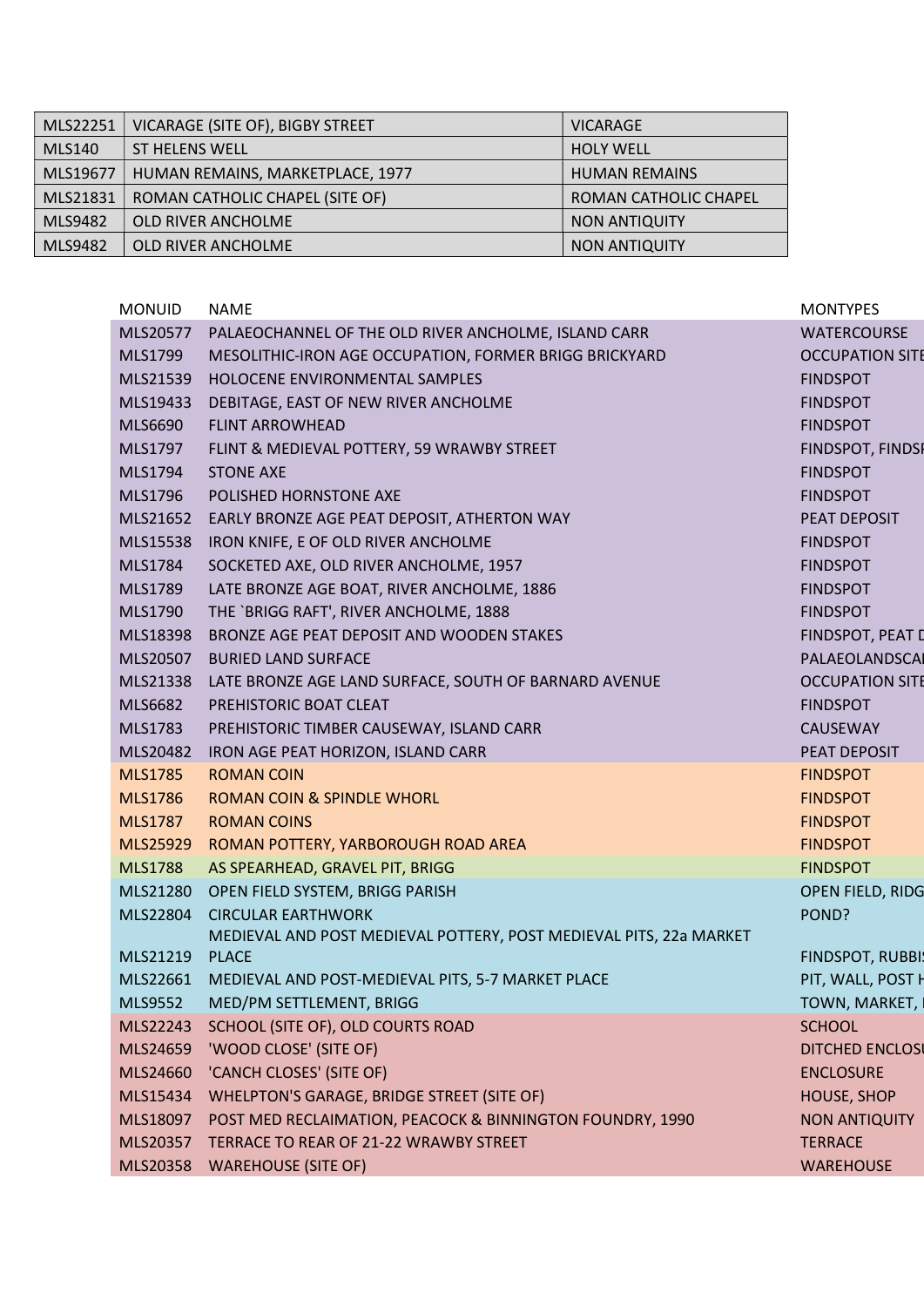| MLS22251 | VICARAGE (SITE OF), BIGBY STREET | VICARAGE |
|---|---|---|
| MLS140 | ST HELENS WELL | HOLY WELL |
| MLS19677 | HUMAN REMAINS, MARKETPLACE, 1977 | HUMAN REMAINS |
| MLS21831 | ROMAN CATHOLIC CHAPEL (SITE OF) | ROMAN CATHOLIC CHAPEL |
| MLS9482 | OLD RIVER ANCHOLME | NON ANTIQUITY |
| MLS9482 | OLD RIVER ANCHOLME | NON ANTIQUITY |

| MONUID | NAME | MONTYPES |
|---|---|---|
| MLS20577 | PALAEOCHANNEL OF THE OLD RIVER ANCHOLME, ISLAND CARR | WATERCOURSE |
| MLS1799 | MESOLITHIC-IRON AGE OCCUPATION, FORMER BRIGG BRICKYARD | OCCUPATION SITE |
| MLS21539 | HOLOCENE ENVIRONMENTAL SAMPLES | FINDSPOT |
| MLS19433 | DEBITAGE, EAST OF NEW RIVER ANCHOLME | FINDSPOT |
| MLS6690 | FLINT ARROWHEAD | FINDSPOT |
| MLS1797 | FLINT & MEDIEVAL POTTERY, 59 WRAWBY STREET | FINDSPOT, FINDSP |
| MLS1794 | STONE AXE | FINDSPOT |
| MLS1796 | POLISHED HORNSTONE AXE | FINDSPOT |
| MLS21652 | EARLY BRONZE AGE PEAT DEPOSIT, ATHERTON WAY | PEAT DEPOSIT |
| MLS15538 | IRON KNIFE, E OF OLD RIVER ANCHOLME | FINDSPOT |
| MLS1784 | SOCKETED AXE, OLD RIVER ANCHOLME, 1957 | FINDSPOT |
| MLS1789 | LATE BRONZE AGE BOAT, RIVER ANCHOLME, 1886 | FINDSPOT |
| MLS1790 | THE `BRIGG RAFT', RIVER ANCHOLME, 1888 | FINDSPOT |
| MLS18398 | BRONZE AGE PEAT DEPOSIT AND WOODEN STAKES | FINDSPOT, PEAT D |
| MLS20507 | BURIED LAND SURFACE | PALAEOLANDSCA |
| MLS21338 | LATE BRONZE AGE LAND SURFACE, SOUTH OF BARNARD AVENUE | OCCUPATION SITE |
| MLS6682 | PREHISTORIC BOAT CLEAT | FINDSPOT |
| MLS1783 | PREHISTORIC TIMBER CAUSEWAY, ISLAND CARR | CAUSEWAY |
| MLS20482 | IRON AGE PEAT HORIZON, ISLAND CARR | PEAT DEPOSIT |
| MLS1785 | ROMAN COIN | FINDSPOT |
| MLS1786 | ROMAN COIN & SPINDLE WHORL | FINDSPOT |
| MLS1787 | ROMAN COINS | FINDSPOT |
| MLS25929 | ROMAN POTTERY, YARBOROUGH ROAD AREA | FINDSPOT |
| MLS1788 | AS SPEARHEAD, GRAVEL PIT, BRIGG | FINDSPOT |
| MLS21280 | OPEN FIELD SYSTEM, BRIGG PARISH | OPEN FIELD, RIDG |
| MLS22804 | CIRCULAR EARTHWORK | POND? |
| MLS21219 | MEDIEVAL AND POST MEDIEVAL POTTERY, POST MEDIEVAL PITS, 22a MARKET PLACE | FINDSPOT, RUBBIS |
| MLS22661 | MEDIEVAL AND POST-MEDIEVAL PITS, 5-7 MARKET PLACE | PIT, WALL, POST H |
| MLS9552 | MED/PM SETTLEMENT, BRIGG | TOWN, MARKET, I |
| MLS22243 | SCHOOL (SITE OF), OLD COURTS ROAD | SCHOOL |
| MLS24659 | 'WOOD CLOSE' (SITE OF) | DITCHED ENCLOSU |
| MLS24660 | 'CANCH CLOSES' (SITE OF) | ENCLOSURE |
| MLS15434 | WHELPTON'S GARAGE, BRIDGE STREET (SITE OF) | HOUSE, SHOP |
| MLS18097 | POST MED RECLAIMATION, PEACOCK & BINNINGTON FOUNDRY, 1990 | NON ANTIQUITY |
| MLS20357 | TERRACE TO REAR OF 21-22 WRAWBY STREET | TERRACE |
| MLS20358 | WAREHOUSE (SITE OF) | WAREHOUSE |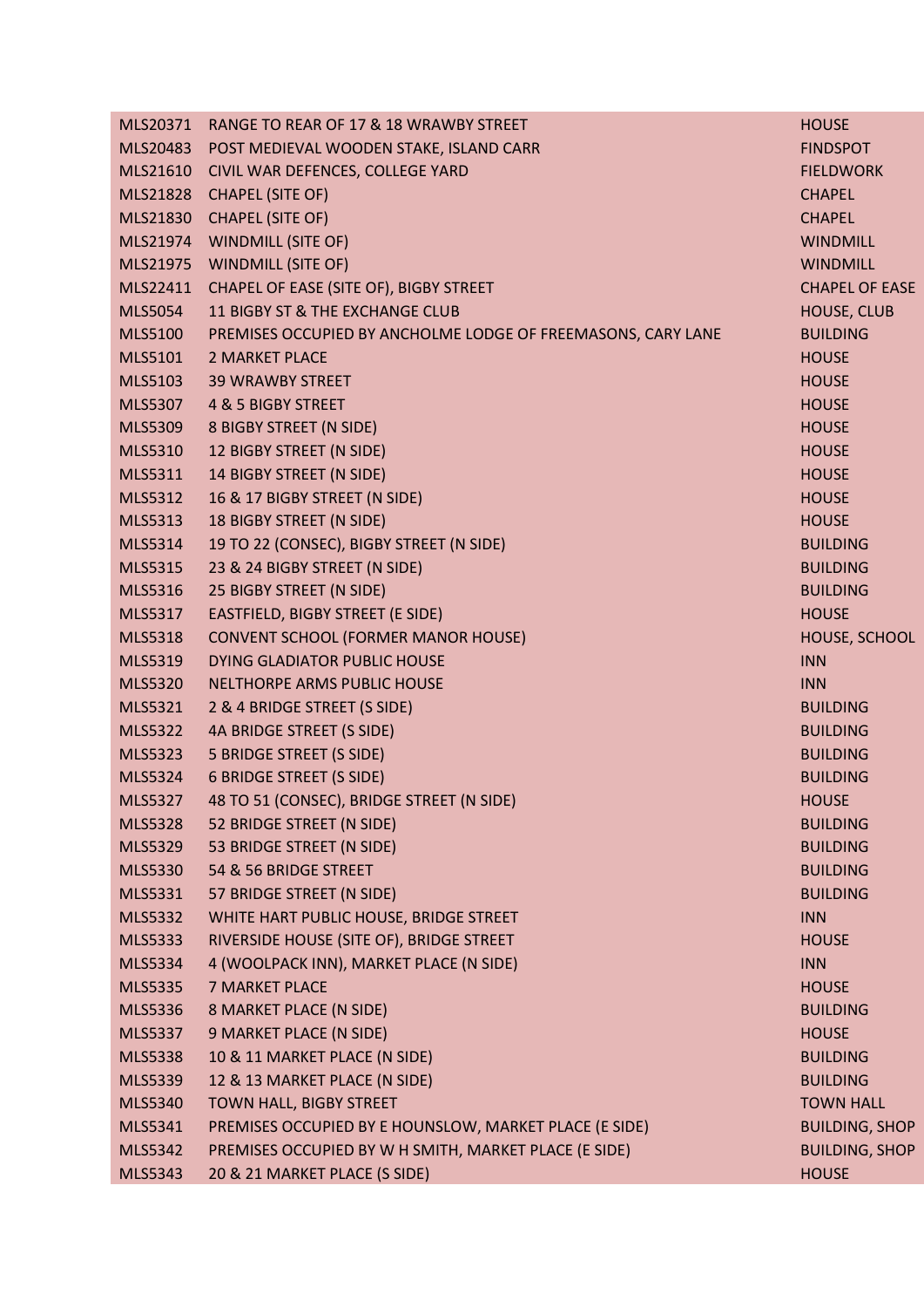| | | |
|---|---|---|
| MLS20371 | RANGE TO REAR OF 17 & 18 WRAWBY STREET | HOUSE |
| MLS20483 | POST MEDIEVAL WOODEN STAKE, ISLAND CARR | FINDSPOT |
| MLS21610 | CIVIL WAR DEFENCES, COLLEGE YARD | FIELDWORK |
| MLS21828 | CHAPEL (SITE OF) | CHAPEL |
| MLS21830 | CHAPEL (SITE OF) | CHAPEL |
| MLS21974 | WINDMILL (SITE OF) | WINDMILL |
| MLS21975 | WINDMILL (SITE OF) | WINDMILL |
| MLS22411 | CHAPEL OF EASE (SITE OF), BIGBY STREET | CHAPEL OF EASE |
| MLS5054 | 11 BIGBY ST & THE EXCHANGE CLUB | HOUSE, CLUB |
| MLS5100 | PREMISES OCCUPIED BY ANCHOLME LODGE OF FREEMASONS, CARY LANE | BUILDING |
| MLS5101 | 2 MARKET PLACE | HOUSE |
| MLS5103 | 39 WRAWBY STREET | HOUSE |
| MLS5307 | 4 & 5 BIGBY STREET | HOUSE |
| MLS5309 | 8 BIGBY STREET (N SIDE) | HOUSE |
| MLS5310 | 12 BIGBY STREET (N SIDE) | HOUSE |
| MLS5311 | 14 BIGBY STREET (N SIDE) | HOUSE |
| MLS5312 | 16 & 17 BIGBY STREET (N SIDE) | HOUSE |
| MLS5313 | 18 BIGBY STREET (N SIDE) | HOUSE |
| MLS5314 | 19 TO 22 (CONSEC), BIGBY STREET (N SIDE) | BUILDING |
| MLS5315 | 23 & 24 BIGBY STREET (N SIDE) | BUILDING |
| MLS5316 | 25 BIGBY STREET (N SIDE) | BUILDING |
| MLS5317 | EASTFIELD, BIGBY STREET (E SIDE) | HOUSE |
| MLS5318 | CONVENT SCHOOL (FORMER MANOR HOUSE) | HOUSE, SCHOOL |
| MLS5319 | DYING GLADIATOR PUBLIC HOUSE | INN |
| MLS5320 | NELTHORPE ARMS PUBLIC HOUSE | INN |
| MLS5321 | 2 & 4 BRIDGE STREET (S SIDE) | BUILDING |
| MLS5322 | 4A BRIDGE STREET (S SIDE) | BUILDING |
| MLS5323 | 5 BRIDGE STREET (S SIDE) | BUILDING |
| MLS5324 | 6 BRIDGE STREET (S SIDE) | BUILDING |
| MLS5327 | 48 TO 51 (CONSEC), BRIDGE STREET (N SIDE) | HOUSE |
| MLS5328 | 52 BRIDGE STREET (N SIDE) | BUILDING |
| MLS5329 | 53 BRIDGE STREET (N SIDE) | BUILDING |
| MLS5330 | 54 & 56 BRIDGE STREET | BUILDING |
| MLS5331 | 57 BRIDGE STREET (N SIDE) | BUILDING |
| MLS5332 | WHITE HART PUBLIC HOUSE, BRIDGE STREET | INN |
| MLS5333 | RIVERSIDE HOUSE (SITE OF), BRIDGE STREET | HOUSE |
| MLS5334 | 4 (WOOLPACK INN), MARKET PLACE (N SIDE) | INN |
| MLS5335 | 7 MARKET PLACE | HOUSE |
| MLS5336 | 8 MARKET PLACE (N SIDE) | BUILDING |
| MLS5337 | 9 MARKET PLACE (N SIDE) | HOUSE |
| MLS5338 | 10 & 11 MARKET PLACE (N SIDE) | BUILDING |
| MLS5339 | 12 & 13 MARKET PLACE (N SIDE) | BUILDING |
| MLS5340 | TOWN HALL, BIGBY STREET | TOWN HALL |
| MLS5341 | PREMISES OCCUPIED BY E HOUNSLOW, MARKET PLACE (E SIDE) | BUILDING, SHOP |
| MLS5342 | PREMISES OCCUPIED BY W H SMITH, MARKET PLACE (E SIDE) | BUILDING, SHOP |
| MLS5343 | 20 & 21 MARKET PLACE (S SIDE) | HOUSE |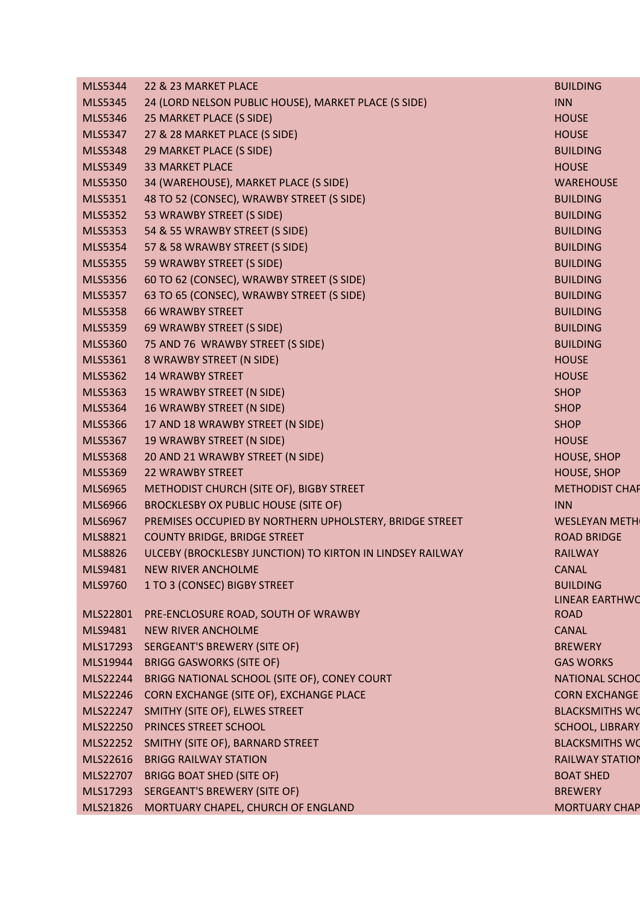| | | |
|---|---|---|
| MLS5344 | 22 & 23 MARKET PLACE | BUILDING |
| MLS5345 | 24 (LORD NELSON PUBLIC HOUSE), MARKET PLACE (S SIDE) | INN |
| MLS5346 | 25 MARKET PLACE (S SIDE) | HOUSE |
| MLS5347 | 27 & 28 MARKET PLACE (S SIDE) | HOUSE |
| MLS5348 | 29 MARKET PLACE (S SIDE) | BUILDING |
| MLS5349 | 33 MARKET PLACE | HOUSE |
| MLS5350 | 34 (WAREHOUSE), MARKET PLACE (S SIDE) | WAREHOUSE |
| MLS5351 | 48 TO 52 (CONSEC), WRAWBY STREET (S SIDE) | BUILDING |
| MLS5352 | 53 WRAWBY STREET (S SIDE) | BUILDING |
| MLS5353 | 54 & 55 WRAWBY STREET (S SIDE) | BUILDING |
| MLS5354 | 57 & 58 WRAWBY STREET (S SIDE) | BUILDING |
| MLS5355 | 59 WRAWBY STREET (S SIDE) | BUILDING |
| MLS5356 | 60 TO 62 (CONSEC), WRAWBY STREET (S SIDE) | BUILDING |
| MLS5357 | 63 TO 65 (CONSEC), WRAWBY STREET (S SIDE) | BUILDING |
| MLS5358 | 66 WRAWBY STREET | BUILDING |
| MLS5359 | 69 WRAWBY STREET (S SIDE) | BUILDING |
| MLS5360 | 75 AND 76 WRAWBY STREET (S SIDE) | BUILDING |
| MLS5361 | 8 WRAWBY STREET (N SIDE) | HOUSE |
| MLS5362 | 14 WRAWBY STREET | HOUSE |
| MLS5363 | 15 WRAWBY STREET (N SIDE) | SHOP |
| MLS5364 | 16 WRAWBY STREET (N SIDE) | SHOP |
| MLS5366 | 17 AND 18 WRAWBY STREET (N SIDE) | SHOP |
| MLS5367 | 19 WRAWBY STREET (N SIDE) | HOUSE |
| MLS5368 | 20 AND 21 WRAWBY STREET (N SIDE) | HOUSE, SHOP |
| MLS5369 | 22 WRAWBY STREET | HOUSE, SHOP |
| MLS6965 | METHODIST CHURCH (SITE OF), BIGBY STREET | METHODIST CHAP |
| MLS6966 | BROCKLESBY OX PUBLIC HOUSE (SITE OF) | INN |
| MLS6967 | PREMISES OCCUPIED BY NORTHERN UPHOLSTERY, BRIDGE STREET | WESLEYAN METH |
| MLS8821 | COUNTY BRIDGE, BRIDGE STREET | ROAD BRIDGE |
| MLS8826 | ULCEBY (BROCKLESBY JUNCTION) TO KIRTON IN LINDSEY RAILWAY | RAILWAY |
| MLS9481 | NEW RIVER ANCHOLME | CANAL |
| MLS9760 | 1 TO 3 (CONSEC) BIGBY STREET | BUILDING |
| MLS22801 | PRE-ENCLOSURE ROAD, SOUTH OF WRAWBY | LINEAR EARTHWO ROAD |
| MLS9481 | NEW RIVER ANCHOLME | CANAL |
| MLS17293 | SERGEANT'S BREWERY (SITE OF) | BREWERY |
| MLS19944 | BRIGG GASWORKS (SITE OF) | GAS WORKS |
| MLS22244 | BRIGG NATIONAL SCHOOL (SITE OF), CONEY COURT | NATIONAL SCHOO |
| MLS22246 | CORN EXCHANGE (SITE OF), EXCHANGE PLACE | CORN EXCHANGE |
| MLS22247 | SMITHY (SITE OF), ELWES STREET | BLACKSMITHS WO |
| MLS22250 | PRINCES STREET SCHOOL | SCHOOL, LIBRARY |
| MLS22252 | SMITHY (SITE OF), BARNARD STREET | BLACKSMITHS WO |
| MLS22616 | BRIGG RAILWAY STATION | RAILWAY STATION |
| MLS22707 | BRIGG BOAT SHED (SITE OF) | BOAT SHED |
| MLS17293 | SERGEANT'S BREWERY (SITE OF) | BREWERY |
| MLS21826 | MORTUARY CHAPEL, CHURCH OF ENGLAND | MORTUARY CHAP |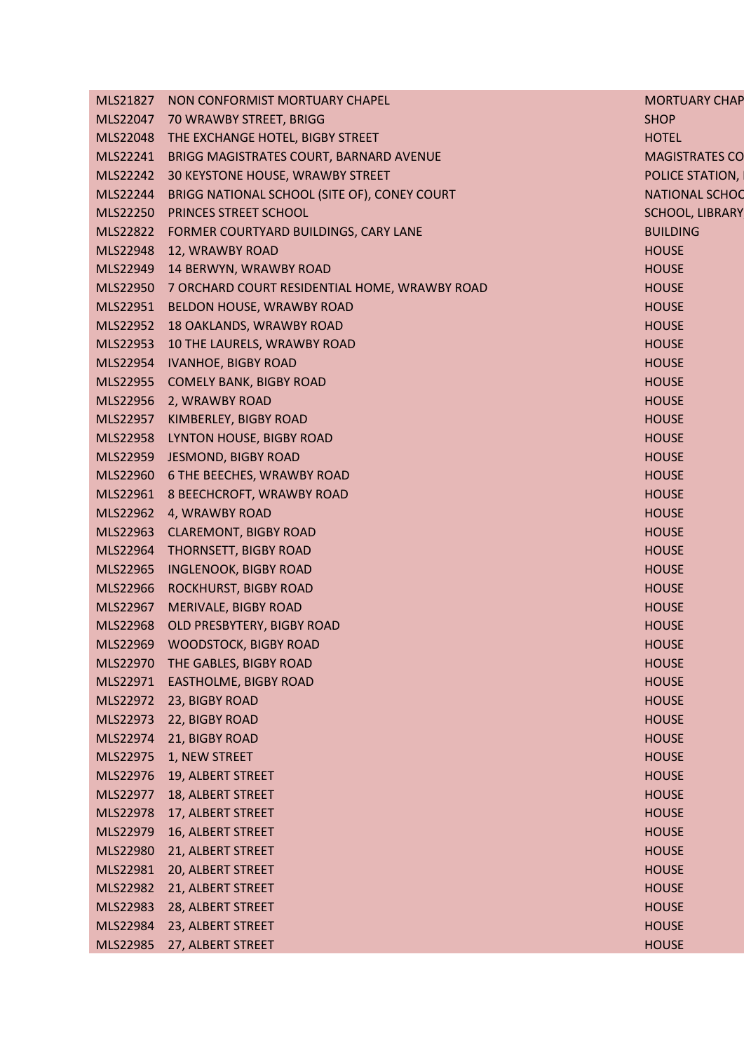| | | |
|---|---|---|
| MLS21827 | NON CONFORMIST MORTUARY CHAPEL | MORTUARY CHAP |
| MLS22047 | 70 WRAWBY STREET, BRIGG | SHOP |
| MLS22048 | THE EXCHANGE HOTEL, BIGBY STREET | HOTEL |
| MLS22241 | BRIGG MAGISTRATES COURT, BARNARD AVENUE | MAGISTRATES CO |
| MLS22242 | 30 KEYSTONE HOUSE, WRAWBY STREET | POLICE STATION, |
| MLS22244 | BRIGG NATIONAL SCHOOL (SITE OF), CONEY COURT | NATIONAL SCHOO |
| MLS22250 | PRINCES STREET SCHOOL | SCHOOL, LIBRARY |
| MLS22822 | FORMER COURTYARD BUILDINGS, CARY LANE | BUILDING |
| MLS22948 | 12, WRAWBY ROAD | HOUSE |
| MLS22949 | 14 BERWYN, WRAWBY ROAD | HOUSE |
| MLS22950 | 7 ORCHARD COURT RESIDENTIAL HOME, WRAWBY ROAD | HOUSE |
| MLS22951 | BELDON HOUSE, WRAWBY ROAD | HOUSE |
| MLS22952 | 18 OAKLANDS, WRAWBY ROAD | HOUSE |
| MLS22953 | 10 THE LAURELS, WRAWBY ROAD | HOUSE |
| MLS22954 | IVANHOE, BIGBY ROAD | HOUSE |
| MLS22955 | COMELY BANK, BIGBY ROAD | HOUSE |
| MLS22956 | 2, WRAWBY ROAD | HOUSE |
| MLS22957 | KIMBERLEY, BIGBY ROAD | HOUSE |
| MLS22958 | LYNTON HOUSE, BIGBY ROAD | HOUSE |
| MLS22959 | JESMOND, BIGBY ROAD | HOUSE |
| MLS22960 | 6 THE BEECHES, WRAWBY ROAD | HOUSE |
| MLS22961 | 8 BEECHCROFT, WRAWBY ROAD | HOUSE |
| MLS22962 | 4, WRAWBY ROAD | HOUSE |
| MLS22963 | CLAREMONT, BIGBY ROAD | HOUSE |
| MLS22964 | THORNSETT, BIGBY ROAD | HOUSE |
| MLS22965 | INGLENOOK, BIGBY ROAD | HOUSE |
| MLS22966 | ROCKHURST, BIGBY ROAD | HOUSE |
| MLS22967 | MERIVALE, BIGBY ROAD | HOUSE |
| MLS22968 | OLD PRESBYTERY, BIGBY ROAD | HOUSE |
| MLS22969 | WOODSTOCK, BIGBY ROAD | HOUSE |
| MLS22970 | THE GABLES, BIGBY ROAD | HOUSE |
| MLS22971 | EASTHOLME, BIGBY ROAD | HOUSE |
| MLS22972 | 23, BIGBY ROAD | HOUSE |
| MLS22973 | 22, BIGBY ROAD | HOUSE |
| MLS22974 | 21, BIGBY ROAD | HOUSE |
| MLS22975 | 1, NEW STREET | HOUSE |
| MLS22976 | 19, ALBERT STREET | HOUSE |
| MLS22977 | 18, ALBERT STREET | HOUSE |
| MLS22978 | 17, ALBERT STREET | HOUSE |
| MLS22979 | 16, ALBERT STREET | HOUSE |
| MLS22980 | 21, ALBERT STREET | HOUSE |
| MLS22981 | 20, ALBERT STREET | HOUSE |
| MLS22982 | 21, ALBERT STREET | HOUSE |
| MLS22983 | 28, ALBERT STREET | HOUSE |
| MLS22984 | 23, ALBERT STREET | HOUSE |
| MLS22985 | 27, ALBERT STREET | HOUSE |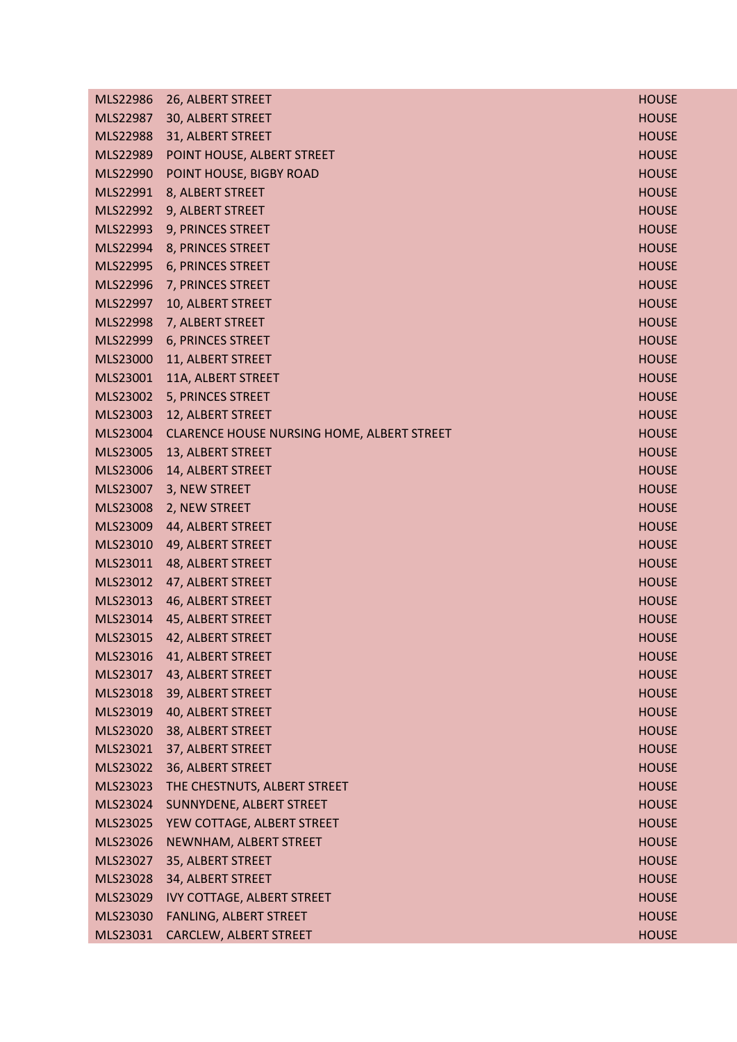| | | |
|---|---|---|
| MLS22986 | 26, ALBERT STREET | HOUSE |
| MLS22987 | 30, ALBERT STREET | HOUSE |
| MLS22988 | 31, ALBERT STREET | HOUSE |
| MLS22989 | POINT HOUSE, ALBERT STREET | HOUSE |
| MLS22990 | POINT HOUSE, BIGBY ROAD | HOUSE |
| MLS22991 | 8, ALBERT STREET | HOUSE |
| MLS22992 | 9, ALBERT STREET | HOUSE |
| MLS22993 | 9, PRINCES STREET | HOUSE |
| MLS22994 | 8, PRINCES STREET | HOUSE |
| MLS22995 | 6, PRINCES STREET | HOUSE |
| MLS22996 | 7, PRINCES STREET | HOUSE |
| MLS22997 | 10, ALBERT STREET | HOUSE |
| MLS22998 | 7, ALBERT STREET | HOUSE |
| MLS22999 | 6, PRINCES STREET | HOUSE |
| MLS23000 | 11, ALBERT STREET | HOUSE |
| MLS23001 | 11A, ALBERT STREET | HOUSE |
| MLS23002 | 5, PRINCES STREET | HOUSE |
| MLS23003 | 12, ALBERT STREET | HOUSE |
| MLS23004 | CLARENCE HOUSE NURSING HOME, ALBERT STREET | HOUSE |
| MLS23005 | 13, ALBERT STREET | HOUSE |
| MLS23006 | 14, ALBERT STREET | HOUSE |
| MLS23007 | 3, NEW STREET | HOUSE |
| MLS23008 | 2, NEW STREET | HOUSE |
| MLS23009 | 44, ALBERT STREET | HOUSE |
| MLS23010 | 49, ALBERT STREET | HOUSE |
| MLS23011 | 48, ALBERT STREET | HOUSE |
| MLS23012 | 47, ALBERT STREET | HOUSE |
| MLS23013 | 46, ALBERT STREET | HOUSE |
| MLS23014 | 45, ALBERT STREET | HOUSE |
| MLS23015 | 42, ALBERT STREET | HOUSE |
| MLS23016 | 41, ALBERT STREET | HOUSE |
| MLS23017 | 43, ALBERT STREET | HOUSE |
| MLS23018 | 39, ALBERT STREET | HOUSE |
| MLS23019 | 40, ALBERT STREET | HOUSE |
| MLS23020 | 38, ALBERT STREET | HOUSE |
| MLS23021 | 37, ALBERT STREET | HOUSE |
| MLS23022 | 36, ALBERT STREET | HOUSE |
| MLS23023 | THE CHESTNUTS, ALBERT STREET | HOUSE |
| MLS23024 | SUNNYDENE, ALBERT STREET | HOUSE |
| MLS23025 | YEW COTTAGE, ALBERT STREET | HOUSE |
| MLS23026 | NEWNHAM, ALBERT STREET | HOUSE |
| MLS23027 | 35, ALBERT STREET | HOUSE |
| MLS23028 | 34, ALBERT STREET | HOUSE |
| MLS23029 | IVY COTTAGE, ALBERT STREET | HOUSE |
| MLS23030 | FANLING, ALBERT STREET | HOUSE |
| MLS23031 | CARCLEW, ALBERT STREET | HOUSE |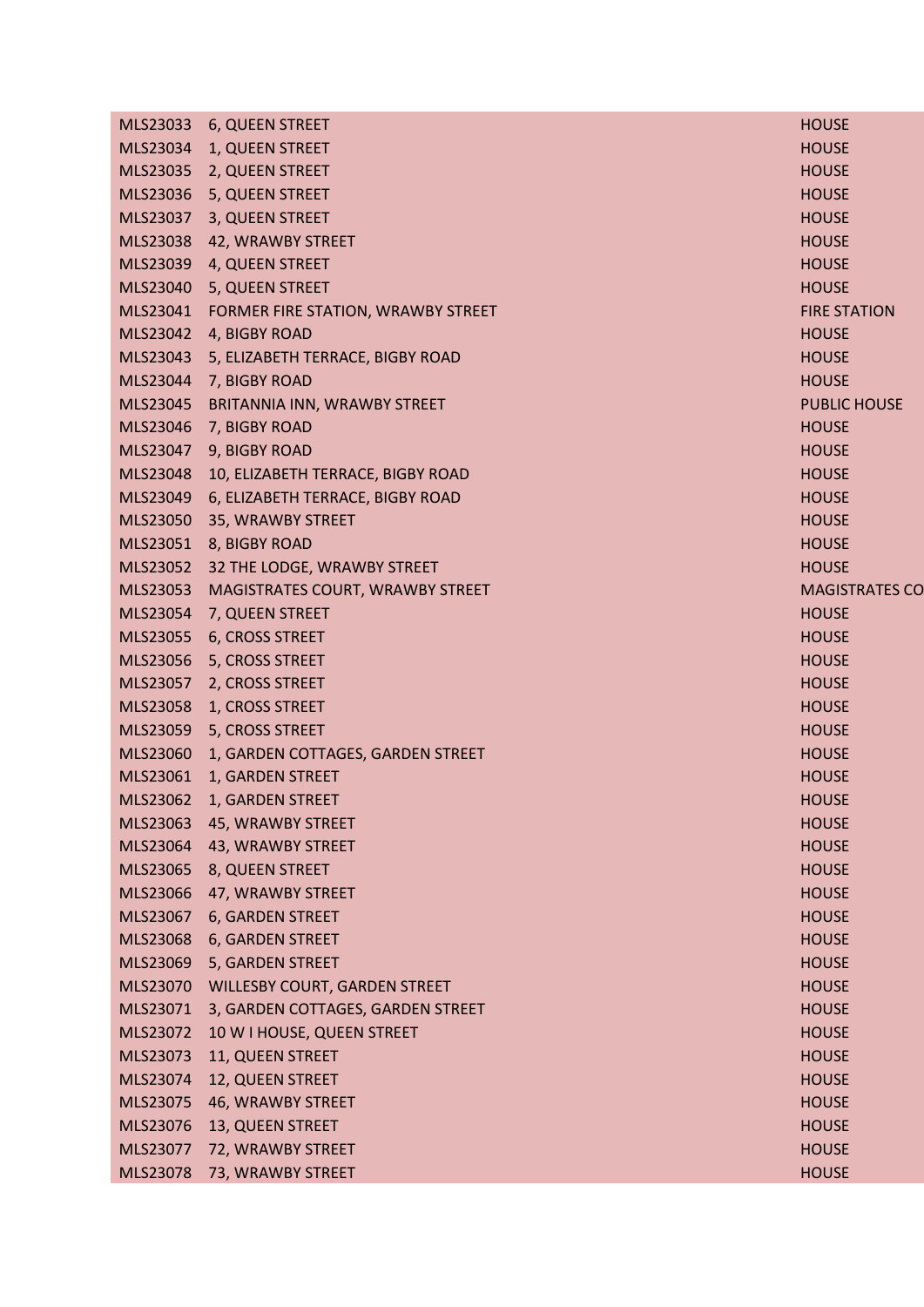| | | |
|---|---|---|
| MLS23033 | 6, QUEEN STREET | HOUSE |
| MLS23034 | 1, QUEEN STREET | HOUSE |
| MLS23035 | 2, QUEEN STREET | HOUSE |
| MLS23036 | 5, QUEEN STREET | HOUSE |
| MLS23037 | 3, QUEEN STREET | HOUSE |
| MLS23038 | 42, WRAWBY STREET | HOUSE |
| MLS23039 | 4, QUEEN STREET | HOUSE |
| MLS23040 | 5, QUEEN STREET | HOUSE |
| MLS23041 | FORMER FIRE STATION, WRAWBY STREET | FIRE STATION |
| MLS23042 | 4, BIGBY ROAD | HOUSE |
| MLS23043 | 5, ELIZABETH TERRACE, BIGBY ROAD | HOUSE |
| MLS23044 | 7, BIGBY ROAD | HOUSE |
| MLS23045 | BRITANNIA INN, WRAWBY STREET | PUBLIC HOUSE |
| MLS23046 | 7, BIGBY ROAD | HOUSE |
| MLS23047 | 9, BIGBY ROAD | HOUSE |
| MLS23048 | 10, ELIZABETH TERRACE, BIGBY ROAD | HOUSE |
| MLS23049 | 6, ELIZABETH TERRACE, BIGBY ROAD | HOUSE |
| MLS23050 | 35, WRAWBY STREET | HOUSE |
| MLS23051 | 8, BIGBY ROAD | HOUSE |
| MLS23052 | 32 THE LODGE, WRAWBY STREET | HOUSE |
| MLS23053 | MAGISTRATES COURT, WRAWBY STREET | MAGISTRATES CO |
| MLS23054 | 7, QUEEN STREET | HOUSE |
| MLS23055 | 6, CROSS STREET | HOUSE |
| MLS23056 | 5, CROSS STREET | HOUSE |
| MLS23057 | 2, CROSS STREET | HOUSE |
| MLS23058 | 1, CROSS STREET | HOUSE |
| MLS23059 | 5, CROSS STREET | HOUSE |
| MLS23060 | 1, GARDEN COTTAGES, GARDEN STREET | HOUSE |
| MLS23061 | 1, GARDEN STREET | HOUSE |
| MLS23062 | 1, GARDEN STREET | HOUSE |
| MLS23063 | 45, WRAWBY STREET | HOUSE |
| MLS23064 | 43, WRAWBY STREET | HOUSE |
| MLS23065 | 8, QUEEN STREET | HOUSE |
| MLS23066 | 47, WRAWBY STREET | HOUSE |
| MLS23067 | 6, GARDEN STREET | HOUSE |
| MLS23068 | 6, GARDEN STREET | HOUSE |
| MLS23069 | 5, GARDEN STREET | HOUSE |
| MLS23070 | WILLESBY COURT, GARDEN STREET | HOUSE |
| MLS23071 | 3, GARDEN COTTAGES, GARDEN STREET | HOUSE |
| MLS23072 | 10 W I HOUSE, QUEEN STREET | HOUSE |
| MLS23073 | 11, QUEEN STREET | HOUSE |
| MLS23074 | 12, QUEEN STREET | HOUSE |
| MLS23075 | 46, WRAWBY STREET | HOUSE |
| MLS23076 | 13, QUEEN STREET | HOUSE |
| MLS23077 | 72, WRAWBY STREET | HOUSE |
| MLS23078 | 73, WRAWBY STREET | HOUSE |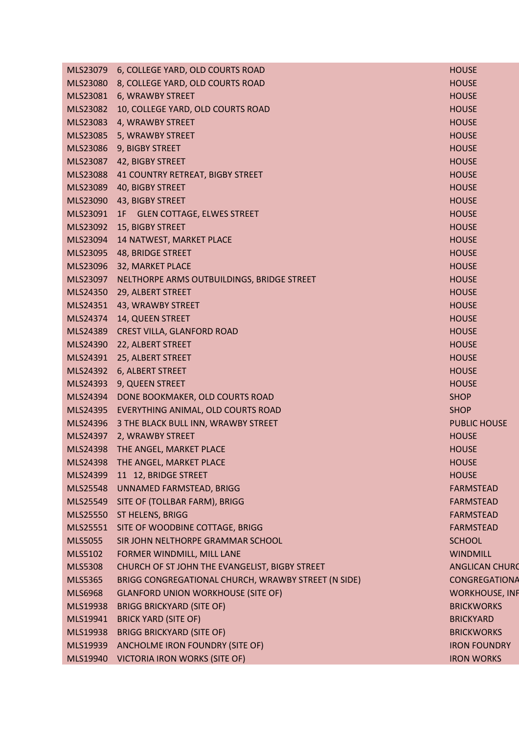| | | |
|---|---|---|
| MLS23079 | 6, COLLEGE YARD, OLD COURTS ROAD | HOUSE |
| MLS23080 | 8, COLLEGE YARD, OLD COURTS ROAD | HOUSE |
| MLS23081 | 6, WRAWBY STREET | HOUSE |
| MLS23082 | 10, COLLEGE YARD, OLD COURTS ROAD | HOUSE |
| MLS23083 | 4, WRAWBY STREET | HOUSE |
| MLS23085 | 5, WRAWBY STREET | HOUSE |
| MLS23086 | 9, BIGBY STREET | HOUSE |
| MLS23087 | 42, BIGBY STREET | HOUSE |
| MLS23088 | 41 COUNTRY RETREAT, BIGBY STREET | HOUSE |
| MLS23089 | 40, BIGBY STREET | HOUSE |
| MLS23090 | 43, BIGBY STREET | HOUSE |
| MLS23091 | 1F GLEN COTTAGE, ELWES STREET | HOUSE |
| MLS23092 | 15, BIGBY STREET | HOUSE |
| MLS23094 | 14 NATWEST, MARKET PLACE | HOUSE |
| MLS23095 | 48, BRIDGE STREET | HOUSE |
| MLS23096 | 32, MARKET PLACE | HOUSE |
| MLS23097 | NELTHORPE ARMS OUTBUILDINGS, BRIDGE STREET | HOUSE |
| MLS24350 | 29, ALBERT STREET | HOUSE |
| MLS24351 | 43, WRAWBY STREET | HOUSE |
| MLS24374 | 14, QUEEN STREET | HOUSE |
| MLS24389 | CREST VILLA, GLANFORD ROAD | HOUSE |
| MLS24390 | 22, ALBERT STREET | HOUSE |
| MLS24391 | 25, ALBERT STREET | HOUSE |
| MLS24392 | 6, ALBERT STREET | HOUSE |
| MLS24393 | 9, QUEEN STREET | HOUSE |
| MLS24394 | DONE BOOKMAKER, OLD COURTS ROAD | SHOP |
| MLS24395 | EVERYTHING ANIMAL, OLD COURTS ROAD | SHOP |
| MLS24396 | 3 THE BLACK BULL INN, WRAWBY STREET | PUBLIC HOUSE |
| MLS24397 | 2, WRAWBY STREET | HOUSE |
| MLS24398 | THE ANGEL, MARKET PLACE | HOUSE |
| MLS24398 | THE ANGEL, MARKET PLACE | HOUSE |
| MLS24399 | 11 12, BRIDGE STREET | HOUSE |
| MLS25548 | UNNAMED FARMSTEAD, BRIGG | FARMSTEAD |
| MLS25549 | SITE OF (TOLLBAR FARM), BRIGG | FARMSTEAD |
| MLS25550 | ST HELENS, BRIGG | FARMSTEAD |
| MLS25551 | SITE OF WOODBINE COTTAGE, BRIGG | FARMSTEAD |
| MLS5055 | SIR JOHN NELTHORPE GRAMMAR SCHOOL | SCHOOL |
| MLS5102 | FORMER WINDMILL, MILL LANE | WINDMILL |
| MLS5308 | CHURCH OF ST JOHN THE EVANGELIST, BIGBY STREET | ANGLICAN CHURC |
| MLS5365 | BRIGG CONGREGATIONAL CHURCH, WRAWBY STREET (N SIDE) | CONGREGATIONA |
| MLS6968 | GLANFORD UNION WORKHOUSE (SITE OF) | WORKHOUSE, INF |
| MLS19938 | BRIGG BRICKYARD (SITE OF) | BRICKWORKS |
| MLS19941 | BRICK YARD (SITE OF) | BRICKYARD |
| MLS19938 | BRIGG BRICKYARD (SITE OF) | BRICKWORKS |
| MLS19939 | ANCHOLME IRON FOUNDRY (SITE OF) | IRON FOUNDRY |
| MLS19940 | VICTORIA IRON WORKS (SITE OF) | IRON WORKS |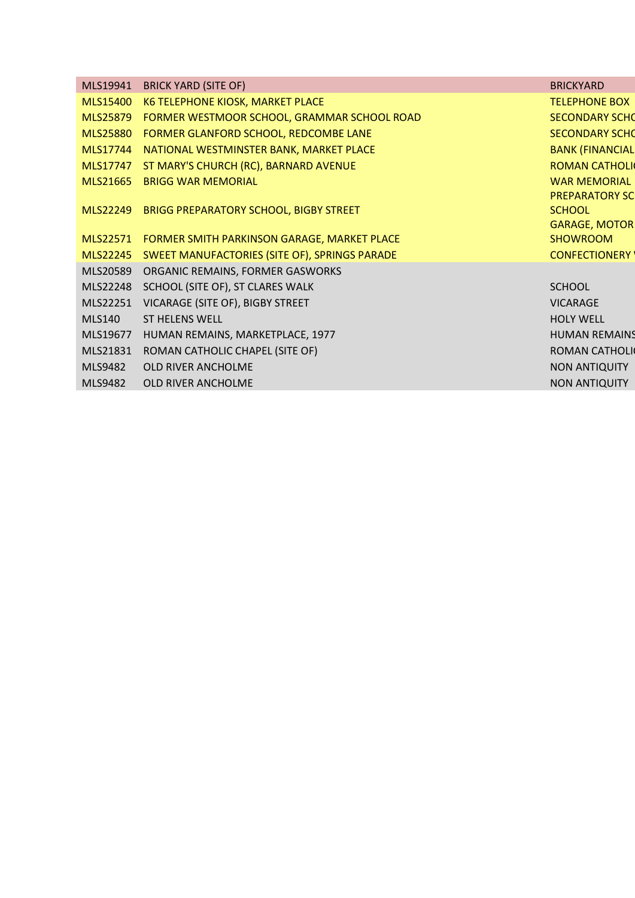| | | |
|---|---|---|
| MLS19941 | BRICK YARD (SITE OF) | BRICKYARD |
| MLS15400 | K6 TELEPHONE KIOSK, MARKET PLACE | TELEPHONE BOX |
| MLS25879 | FORMER WESTMOOR SCHOOL, GRAMMAR SCHOOL ROAD | SECONDARY SCHO |
| MLS25880 | FORMER GLANFORD SCHOOL, REDCOMBE LANE | SECONDARY SCHO |
| MLS17744 | NATIONAL WESTMINSTER BANK, MARKET PLACE | BANK (FINANCIAL |
| MLS17747 | ST MARY'S CHURCH (RC), BARNARD AVENUE | ROMAN CATHOLI |
| MLS21665 | BRIGG WAR MEMORIAL | WAR MEMORIAL |
| MLS22249 | BRIGG PREPARATORY SCHOOL, BIGBY STREET | PREPARATORY SC SCHOOL |
| MLS22571 | FORMER SMITH PARKINSON GARAGE, MARKET PLACE | GARAGE, MOTOR SHOWROOM |
| MLS22245 | SWEET MANUFACTORIES (SITE OF), SPRINGS PARADE | CONFECTIONERY |
| MLS20589 | ORGANIC REMAINS, FORMER GASWORKS | |
| MLS22248 | SCHOOL (SITE OF), ST CLARES WALK | SCHOOL |
| MLS22251 | VICARAGE (SITE OF), BIGBY STREET | VICARAGE |
| MLS140 | ST HELENS WELL | HOLY WELL |
| MLS19677 | HUMAN REMAINS, MARKETPLACE, 1977 | HUMAN REMAINS |
| MLS21831 | ROMAN CATHOLIC CHAPEL (SITE OF) | ROMAN CATHOLI |
| MLS9482 | OLD RIVER ANCHOLME | NON ANTIQUITY |
| MLS9482 | OLD RIVER ANCHOLME | NON ANTIQUITY |